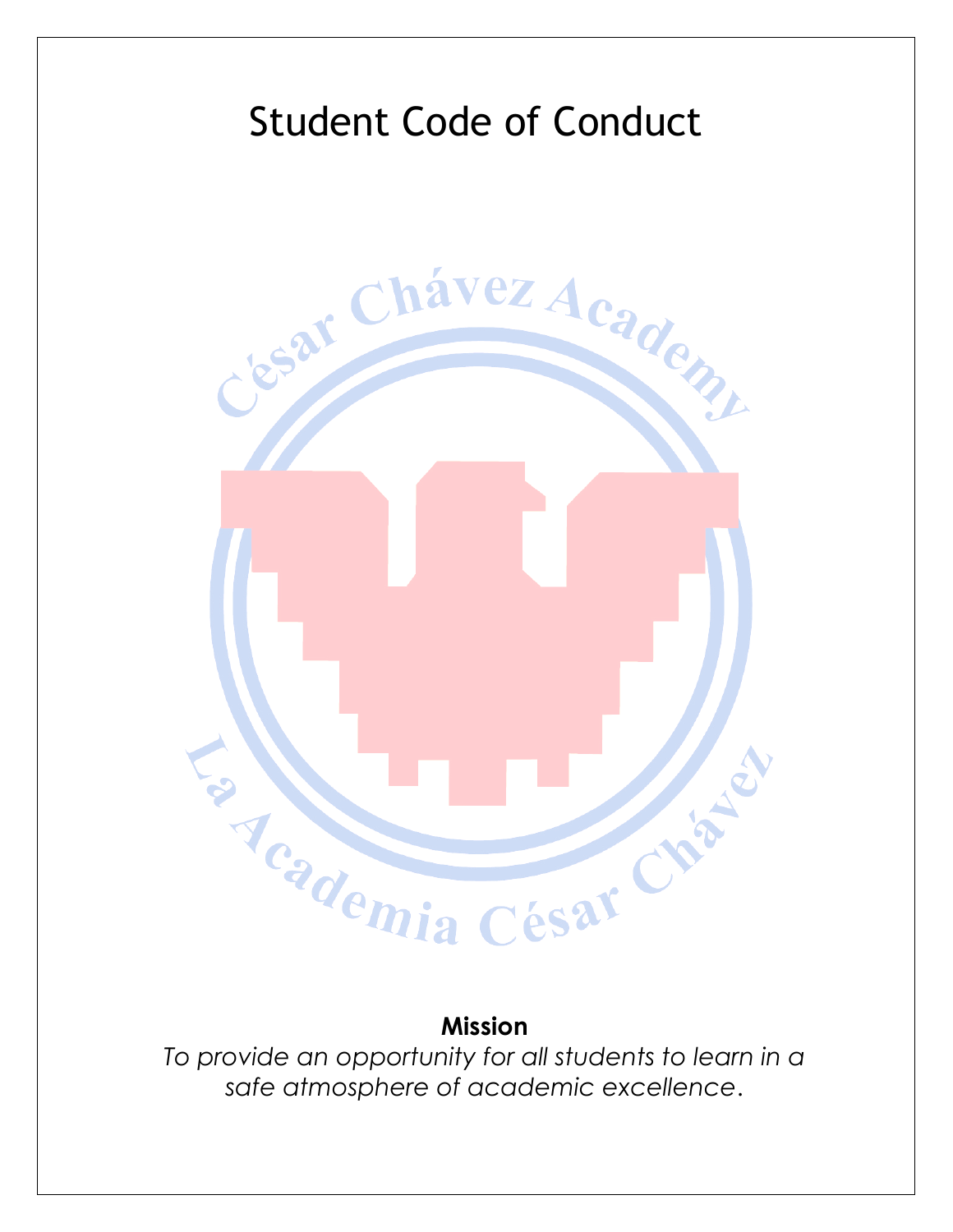# Student Code of Conduct

César Chávez Academy

La Academia César Chávez

**Mission**

*To provide an opportunity for all students to learn in a safe atmosphere of academic excellence.*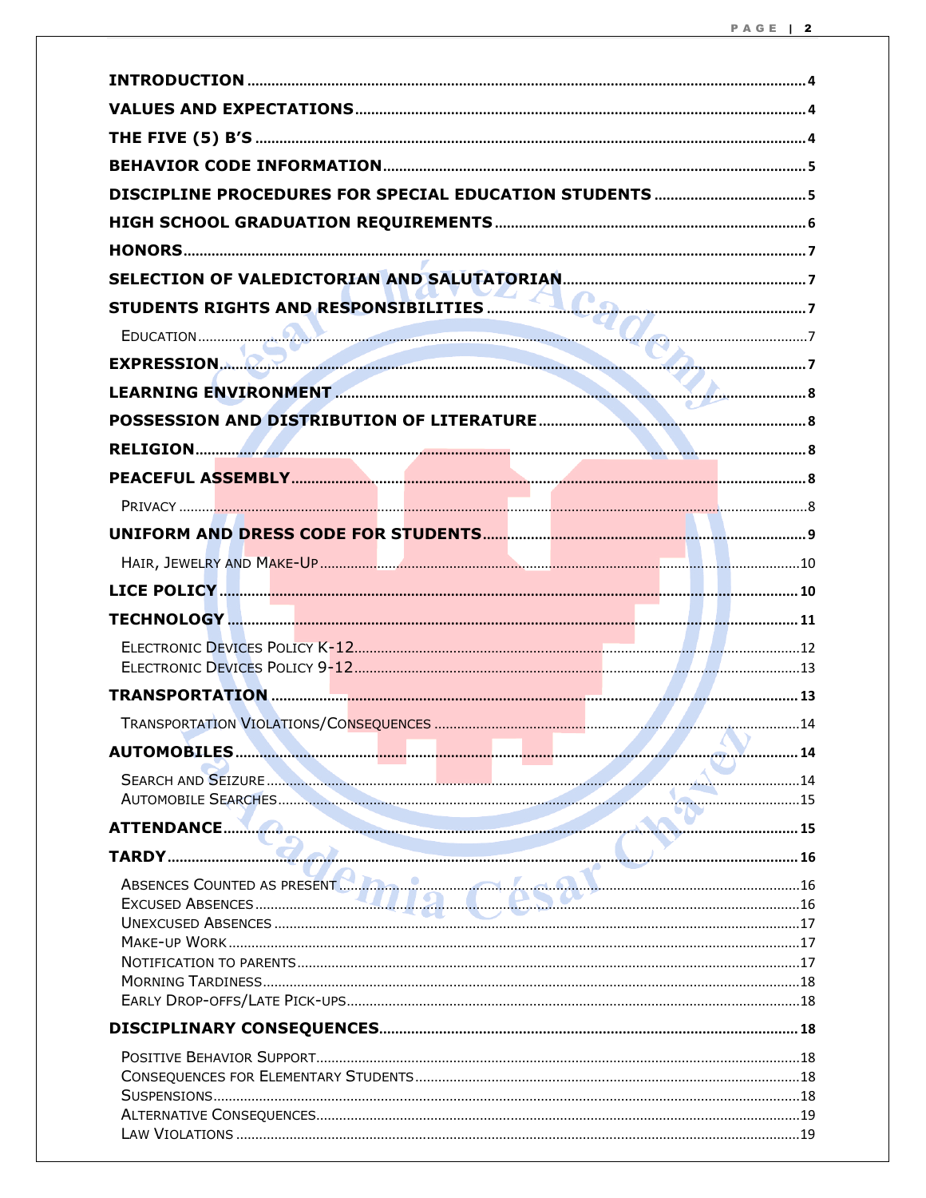| | |
|---|---|
| **INTRODUCTION** | **4** |
| **VALUES AND EXPECTATIONS** | **4** |
| **THE FIVE (5) B'S** | **4** |
| **BEHAVIOR CODE INFORMATION** | **5** |
| **DISCIPLINE PROCEDURES FOR SPECIAL EDUCATION STUDENTS** | **5** |
| **HIGH SCHOOL GRADUATION REQUIREMENTS** | **6** |
| **HONORS** | **7** |
| **SELECTION OF VALEDICTORIAN AND SALUTATORIAN** | **7** |
| **STUDENTS RIGHTS AND RESPONSIBILITIES** | **7** |
| Education | 7 |
| **EXPRESSION** | **7** |
| **LEARNING ENVIRONMENT** | **8** |
| **POSSESSION AND DISTRIBUTION OF LITERATURE** | **8** |
| **RELIGION** | **8** |
| **PEACEFUL ASSEMBLY** | **8** |
| Privacy | 8 |
| **UNIFORM AND DRESS CODE FOR STUDENTS** | **9** |
| Hair, Jewelry and Make-Up | 10 |
| **LICE POLICY** | **10** |
| **TECHNOLOGY** | **11** |
| Electronic Devices Policy K-12 | 12 |
| Electronic Devices Policy 9-12 | 13 |
| **TRANSPORTATION** | **13** |
| Transportation Violations/Consequences | 14 |
| **AUTOMOBILES** | **14** |
| Search and Seizure | 14 |
| Automobile Searches | 15 |
| **ATTENDANCE** | **15** |
| **TARDY** | **16** |
| Absences Counted as Present | 16 |
| Excused Absences | 16 |
| Unexcused Absences | 17 |
| Make-up Work | 17 |
| Notification to Parents | 17 |
| Morning Tardiness | 18 |
| Early Drop-offs/Late Pick-ups | 18 |
| **DISCIPLINARY CONSEQUENCES** | **18** |
| Positive Behavior Support | 18 |
| Consequences for Elementary Students | 18 |
| Suspensions | 18 |
| Alternative Consequences | 19 |
| Law Violations | 19 |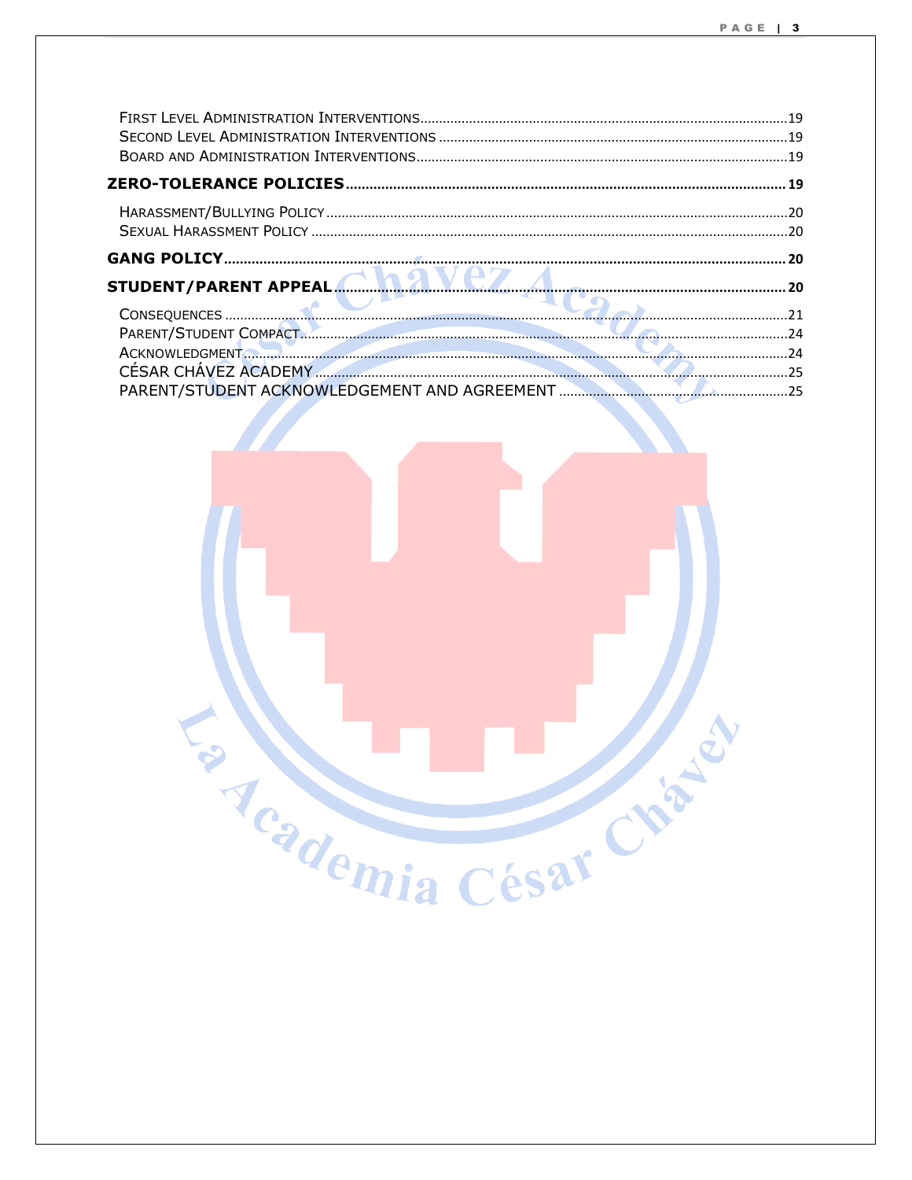First Level Administration Interventions....................................................................................................19
Second Level Administration Interventions ...............................................................................................19
Board and Administration Interventions.....................................................................................................19

**ZERO-TOLERANCE POLICIES** .......................................................................................................... 19

Harassment/Bullying Policy ........................................................................................................................20
Sexual Harassment Policy ...........................................................................................................................20

**GANG POLICY** ............................................................................................................................... 20

**STUDENT/PARENT APPEAL** ............................................................................................................. 20

Consequences ..............................................................................................................................................21
Parent/Student Compact..............................................................................................................................24
Acknowledgment.........................................................................................................................................24
CÉSAR CHÁVEZ ACADEMY ..............................................................................................................................25
PARENT/STUDENT ACKNOWLEDGEMENT AND AGREEMENT ...........................................................................25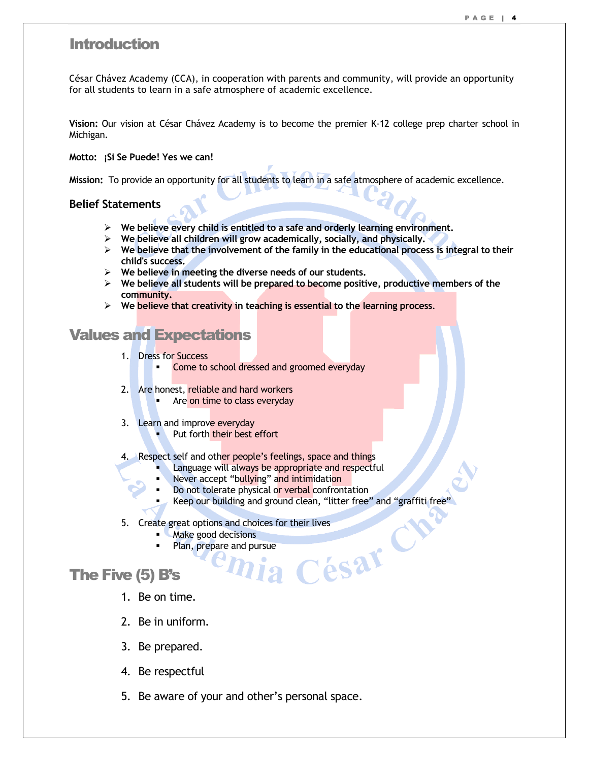# Introduction

César Chávez Academy (CCA), in cooperation with parents and community, will provide an opportunity for all students to learn in a safe atmosphere of academic excellence.

**Vision:** Our vision at César Chávez Academy is to become the premier K-12 college prep charter school in Michigan.

**Motto: ¡Si Se Puede! Yes we can!**

**Mission:** To provide an opportunity for all students to learn in a safe atmosphere of academic excellence.

## Belief Statements

- **We believe every child is entitled to a safe and orderly learning environment.**
- **We believe all children will grow academically, socially, and physically.**
- **We believe that the involvement of the family in the educational process is integral to their child's success.**
- **We believe in meeting the diverse needs of our students.**
- **We believe all students will be prepared to become positive, productive members of the community.**
- **We believe that creativity in teaching is essential to the learning process.**

# Values and Expectations

1. Dress for Success
   - Come to school dressed and groomed everyday
2. Are honest, reliable and hard workers
   - Are on time to class everyday
3. Learn and improve everyday
   - Put forth their best effort
4. Respect self and other people's feelings, space and things
   - Language will always be appropriate and respectful
   - Never accept "bullying" and intimidation
   - Do not tolerate physical or verbal confrontation
   - Keep our building and ground clean, "litter free" and "graffiti free"
5. Create great options and choices for their lives
   - Make good decisions
   - Plan, prepare and pursue

# The Five (5) B's

1. Be on time.
2. Be in uniform.
3. Be prepared.
4. Be respectful
5. Be aware of your and other's personal space.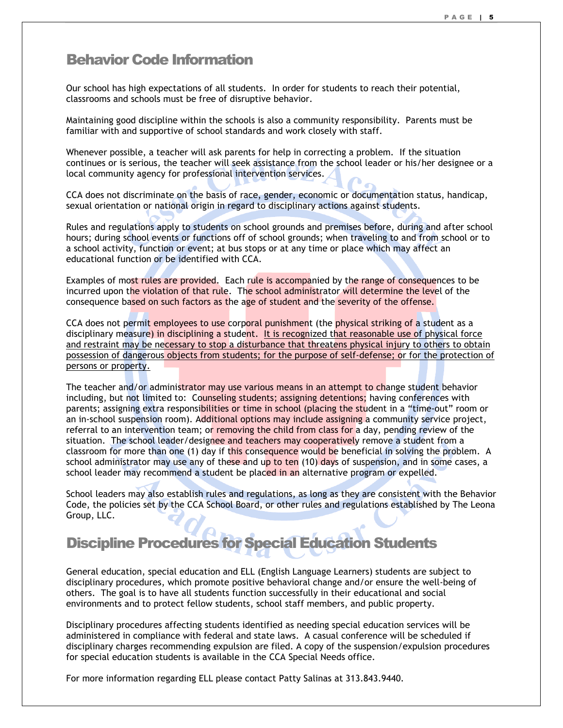## Behavior Code Information

Our school has high expectations of all students. In order for students to reach their potential, classrooms and schools must be free of disruptive behavior.

Maintaining good discipline within the schools is also a community responsibility. Parents must be familiar with and supportive of school standards and work closely with staff.

Whenever possible, a teacher will ask parents for help in correcting a problem. If the situation continues or is serious, the teacher will seek assistance from the school leader or his/her designee or a local community agency for professional intervention services.

CCA does not discriminate on the basis of race, gender, economic or documentation status, handicap, sexual orientation or national origin in regard to disciplinary actions against students.

Rules and regulations apply to students on school grounds and premises before, during and after school hours; during school events or functions off of school grounds; when traveling to and from school or to a school activity, function or event; at bus stops or at any time or place which may affect an educational function or be identified with CCA.

Examples of most rules are provided. Each rule is accompanied by the range of consequences to be incurred upon the violation of that rule. The school administrator will determine the level of the consequence based on such factors as the age of student and the severity of the offense.

CCA does not permit employees to use corporal punishment (the physical striking of a student as a disciplinary measure) in disciplining a student. It is recognized that reasonable use of physical force and restraint may be necessary to stop a disturbance that threatens physical injury to others to obtain possession of dangerous objects from students; for the purpose of self-defense; or for the protection of persons or property.

The teacher and/or administrator may use various means in an attempt to change student behavior including, but not limited to: Counseling students; assigning detentions; having conferences with parents; assigning extra responsibilities or time in school (placing the student in a "time-out" room or an in-school suspension room). Additional options may include assigning a community service project, referral to an intervention team; or removing the child from class for a day, pending review of the situation. The school leader/designee and teachers may cooperatively remove a student from a classroom for more than one (1) day if this consequence would be beneficial in solving the problem. A school administrator may use any of these and up to ten (10) days of suspension, and in some cases, a school leader may recommend a student be placed in an alternative program or expelled.

School leaders may also establish rules and regulations, as long as they are consistent with the Behavior Code, the policies set by the CCA School Board, or other rules and regulations established by The Leona Group, LLC.

## Discipline Procedures for Special Education Students

General education, special education and ELL (English Language Learners) students are subject to disciplinary procedures, which promote positive behavioral change and/or ensure the well-being of others. The goal is to have all students function successfully in their educational and social environments and to protect fellow students, school staff members, and public property.

Disciplinary procedures affecting students identified as needing special education services will be administered in compliance with federal and state laws. A casual conference will be scheduled if disciplinary charges recommending expulsion are filed. A copy of the suspension/expulsion procedures for special education students is available in the CCA Special Needs office.

For more information regarding ELL please contact Patty Salinas at 313.843.9440.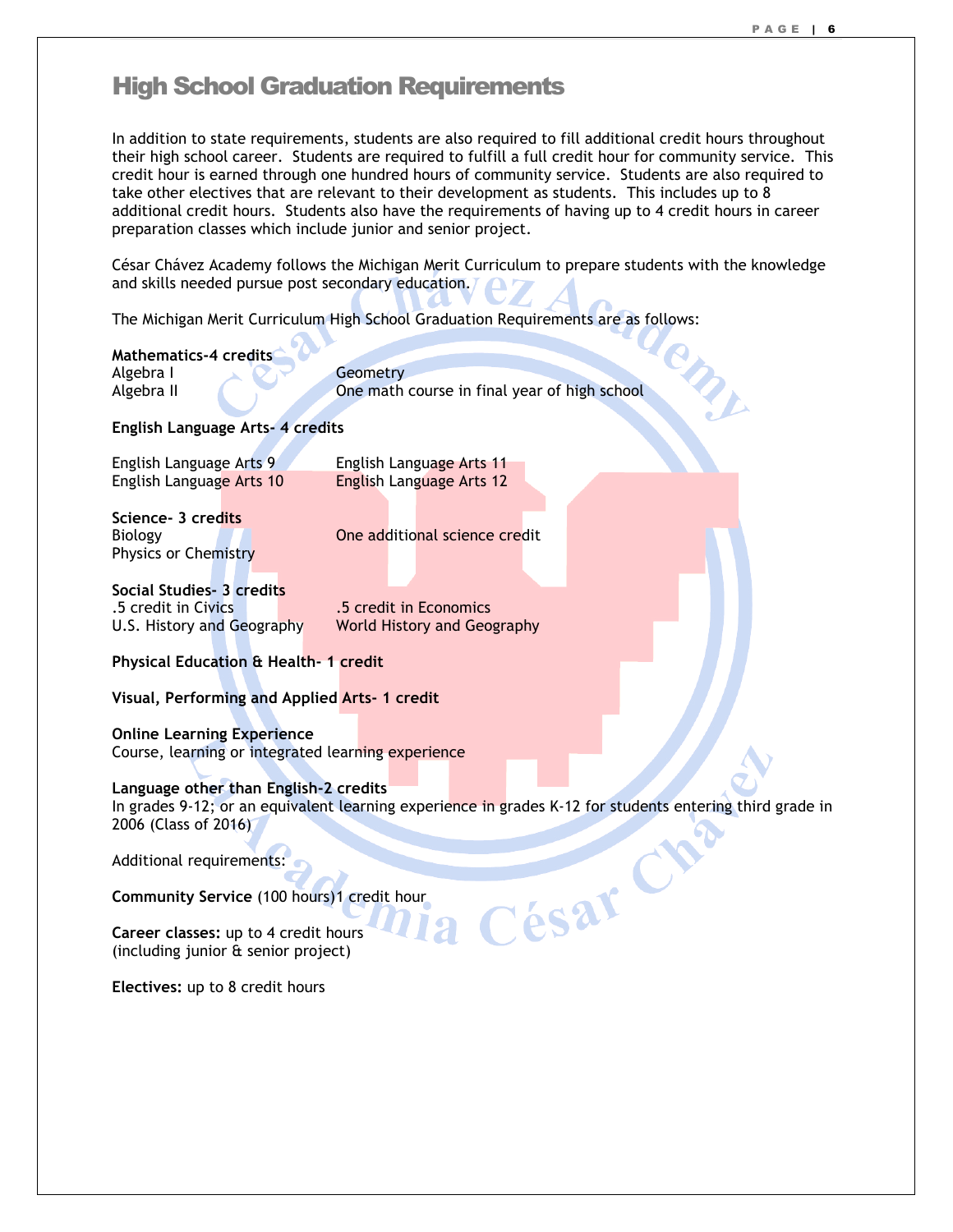# High School Graduation Requirements

In addition to state requirements, students are also required to fill additional credit hours throughout their high school career. Students are required to fulfill a full credit hour for community service. This credit hour is earned through one hundred hours of community service. Students are also required to take other electives that are relevant to their development as students. This includes up to 8 additional credit hours. Students also have the requirements of having up to 4 credit hours in career preparation classes which include junior and senior project.

César Chávez Academy follows the Michigan Merit Curriculum to prepare students with the knowledge and skills needed pursue post secondary education.

The Michigan Merit Curriculum High School Graduation Requirements are as follows:

**Mathematics-4 credits**

Algebra I
Geometry
Algebra II
One math course in final year of high school

**English Language Arts- 4 credits**

English Language Arts 9
English Language Arts 11
English Language Arts 10
English Language Arts 12

**Science- 3 credits**

Biology
One additional science credit
Physics or Chemistry

**Social Studies- 3 credits**

.5 credit in Civics
.5 credit in Economics
U.S. History and Geography
World History and Geography

**Physical Education & Health- 1 credit**

**Visual, Performing and Applied Arts- 1 credit**

**Online Learning Experience**
Course, learning or integrated learning experience

**Language other than English-2 credits**
In grades 9-12; or an equivalent learning experience in grades K-12 for students entering third grade in 2006 (Class of 2016)

Additional requirements:

**Community Service** (100 hours)1 credit hour

**Career classes:** up to 4 credit hours
(including junior & senior project)

**Electives:** up to 8 credit hours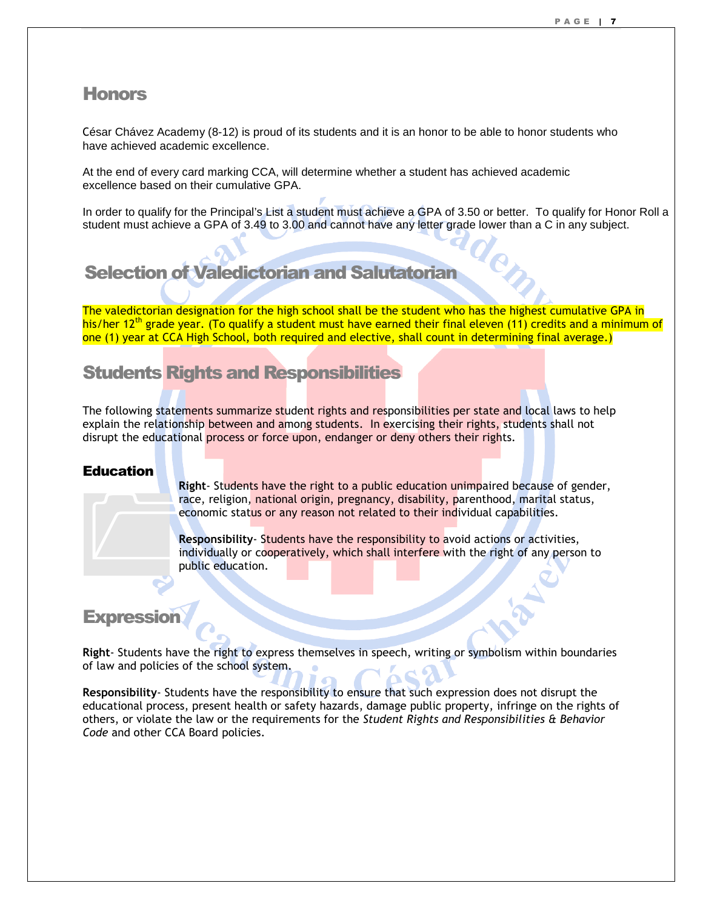## Honors

César Chávez Academy (8-12) is proud of its students and it is an honor to be able to honor students who have achieved academic excellence.

At the end of every card marking CCA, will determine whether a student has achieved academic excellence based on their cumulative GPA.

In order to qualify for the Principal's List a student must achieve a GPA of 3.50 or better. To qualify for Honor Roll a student must achieve a GPA of 3.49 to 3.00 and cannot have any letter grade lower than a C in any subject.

## Selection of Valedictorian and Salutatorian

The valedictorian designation for the high school shall be the student who has the highest cumulative GPA in his/her 12th grade year. (To qualify a student must have earned their final eleven (11) credits and a minimum of one (1) year at CCA High School, both required and elective, shall count in determining final average.)

## Students Rights and Responsibilities

The following statements summarize student rights and responsibilities per state and local laws to help explain the relationship between and among students. In exercising their rights, students shall not disrupt the educational process or force upon, endanger or deny others their rights.

### Education

**Right**- Students have the right to a public education unimpaired because of gender, race, religion, national origin, pregnancy, disability, parenthood, marital status, economic status or any reason not related to their individual capabilities.

**Responsibility**- Students have the responsibility to avoid actions or activities, individually or cooperatively, which shall interfere with the right of any person to public education.

## Expression

**Right**- Students have the right to express themselves in speech, writing or symbolism within boundaries of law and policies of the school system.

**Responsibility**- Students have the responsibility to ensure that such expression does not disrupt the educational process, present health or safety hazards, damage public property, infringe on the rights of others, or violate the law or the requirements for the *Student Rights and Responsibilities & Behavior Code* and other CCA Board policies.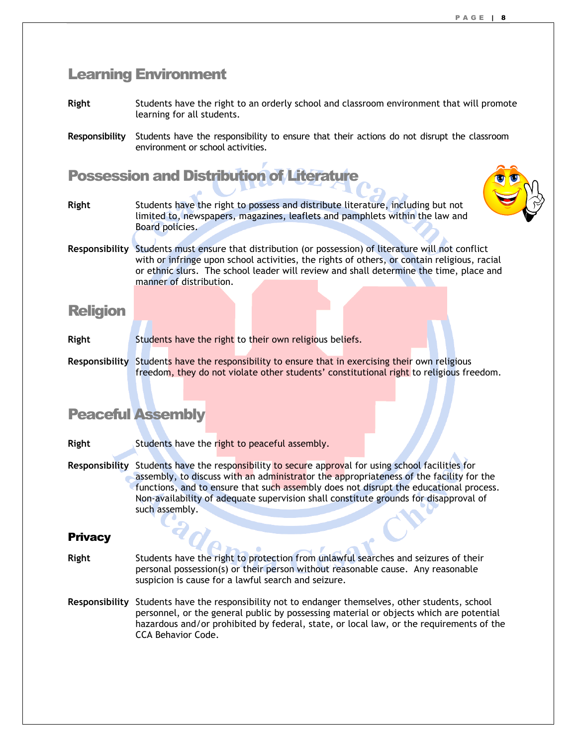## Learning Environment

**Right** Students have the right to an orderly school and classroom environment that will promote learning for all students.

**Responsibility** Students have the responsibility to ensure that their actions do not disrupt the classroom environment or school activities.

## Possession and Distribution of Literature

**Right** Students have the right to possess and distribute literature, including but not limited to, newspapers, magazines, leaflets and pamphlets within the law and Board policies.

**Responsibility** Students must ensure that distribution (or possession) of literature will not conflict with or infringe upon school activities, the rights of others, or contain religious, racial or ethnic slurs. The school leader will review and shall determine the time, place and manner of distribution.

## Religion

**Right** Students have the right to their own religious beliefs.

**Responsibility** Students have the responsibility to ensure that in exercising their own religious freedom, they do not violate other students' constitutional right to religious freedom.

## Peaceful Assembly

**Right** Students have the right to peaceful assembly.

**Responsibility** Students have the responsibility to secure approval for using school facilities for assembly, to discuss with an administrator the appropriateness of the facility for the functions, and to ensure that such assembly does not disrupt the educational process. Non-availability of adequate supervision shall constitute grounds for disapproval of such assembly.

## Privacy

**Right** Students have the right to protection from unlawful searches and seizures of their personal possession(s) or their person without reasonable cause. Any reasonable suspicion is cause for a lawful search and seizure.

**Responsibility** Students have the responsibility not to endanger themselves, other students, school personnel, or the general public by possessing material or objects which are potential hazardous and/or prohibited by federal, state, or local law, or the requirements of the CCA Behavior Code.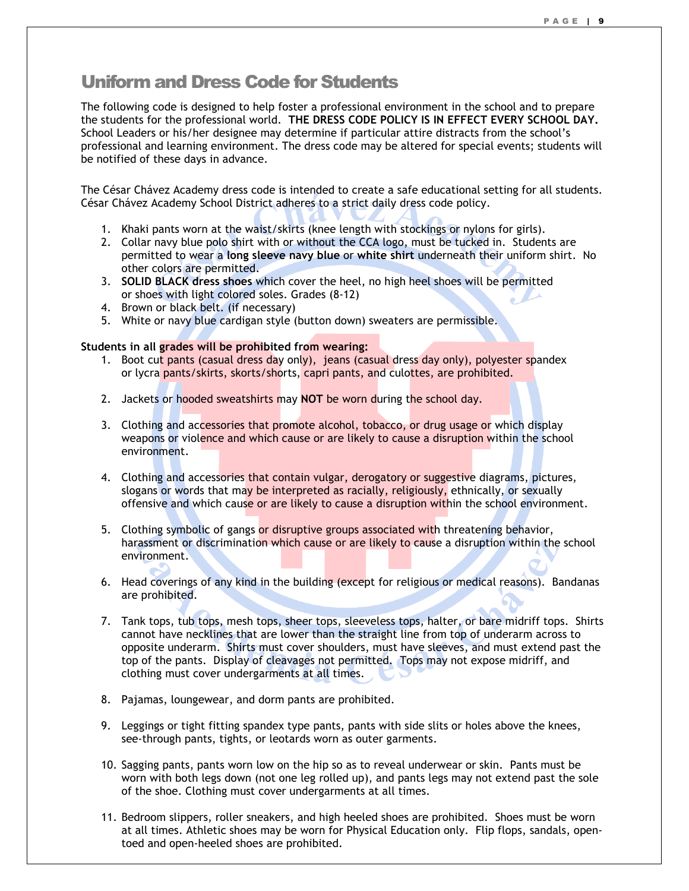# Uniform and Dress Code for Students

The following code is designed to help foster a professional environment in the school and to prepare the students for the professional world. **THE DRESS CODE POLICY IS IN EFFECT EVERY SCHOOL DAY.** School Leaders or his/her designee may determine if particular attire distracts from the school's professional and learning environment. The dress code may be altered for special events; students will be notified of these days in advance.

The César Chávez Academy dress code is intended to create a safe educational setting for all students. César Chávez Academy School District adheres to a strict daily dress code policy.

1. Khaki pants worn at the waist/skirts (knee length with stockings or nylons for girls).
2. Collar navy blue polo shirt with or without the CCA logo, must be tucked in. Students are permitted to wear a **long sleeve navy blue** or **white shirt** underneath their uniform shirt. No other colors are permitted.
3. **SOLID BLACK dress shoes** which cover the heel, no high heel shoes will be permitted or shoes with light colored soles. Grades (8-12)
4. Brown or black belt. (if necessary)
5. White or navy blue cardigan style (button down) sweaters are permissible.

**Students in all grades will be prohibited from wearing:**

1. Boot cut pants (casual dress day only), jeans (casual dress day only), polyester spandex or lycra pants/skirts, skorts/shorts, capri pants, and culottes, are prohibited.
2. Jackets or hooded sweatshirts may **NOT** be worn during the school day.
3. Clothing and accessories that promote alcohol, tobacco, or drug usage or which display weapons or violence and which cause or are likely to cause a disruption within the school environment.
4. Clothing and accessories that contain vulgar, derogatory or suggestive diagrams, pictures, slogans or words that may be interpreted as racially, religiously, ethnically, or sexually offensive and which cause or are likely to cause a disruption within the school environment.
5. Clothing symbolic of gangs or disruptive groups associated with threatening behavior, harassment or discrimination which cause or are likely to cause a disruption within the school environment.
6. Head coverings of any kind in the building (except for religious or medical reasons). Bandanas are prohibited.
7. Tank tops, tub tops, mesh tops, sheer tops, sleeveless tops, halter, or bare midriff tops. Shirts cannot have necklines that are lower than the straight line from top of underarm across to opposite underarm. Shirts must cover shoulders, must have sleeves, and must extend past the top of the pants. Display of cleavages not permitted. Tops may not expose midriff, and clothing must cover undergarments at all times.
8. Pajamas, loungewear, and dorm pants are prohibited.
9. Leggings or tight fitting spandex type pants, pants with side slits or holes above the knees, see-through pants, tights, or leotards worn as outer garments.
10. Sagging pants, pants worn low on the hip so as to reveal underwear or skin. Pants must be worn with both legs down (not one leg rolled up), and pants legs may not extend past the sole of the shoe. Clothing must cover undergarments at all times.
11. Bedroom slippers, roller sneakers, and high heeled shoes are prohibited. Shoes must be worn at all times. Athletic shoes may be worn for Physical Education only. Flip flops, sandals, open-toed and open-heeled shoes are prohibited.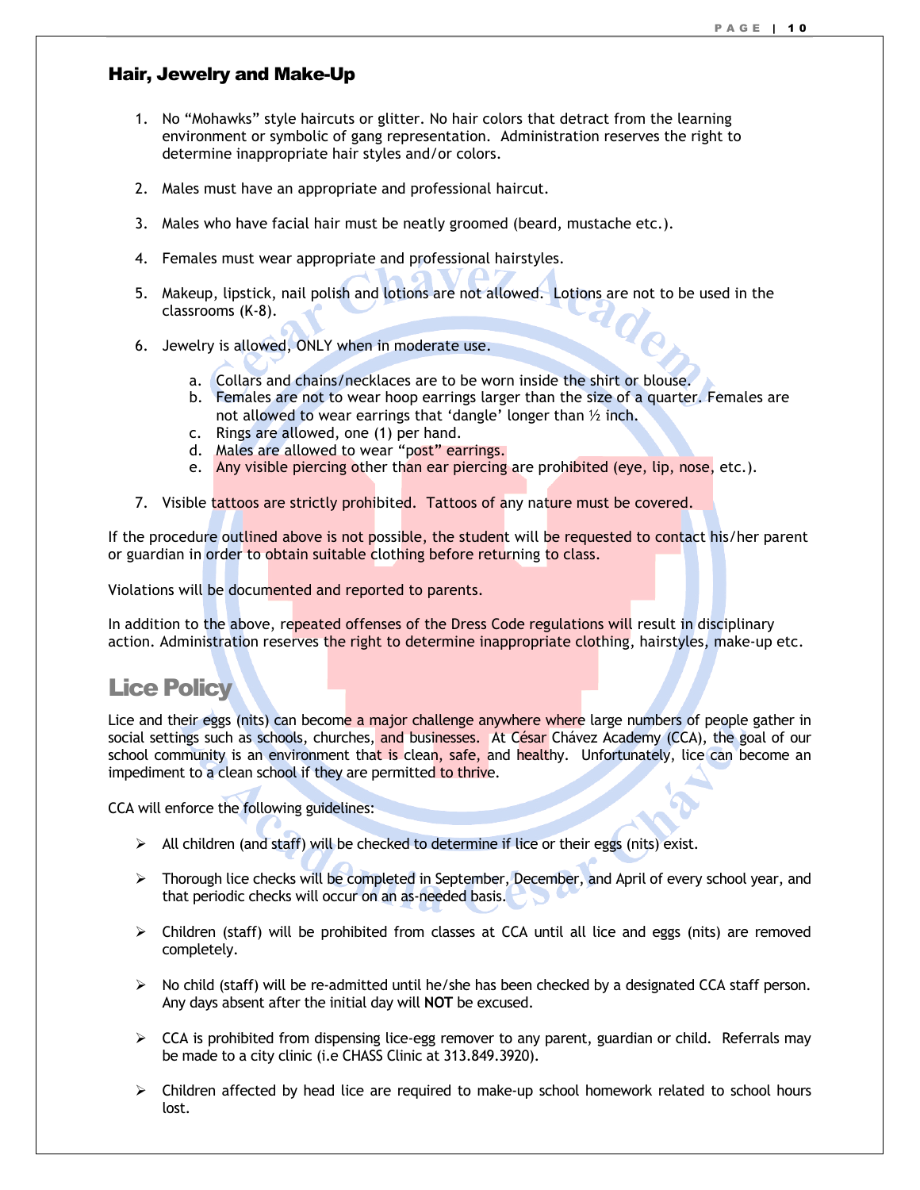## Hair, Jewelry and Make-Up

1. No "Mohawks" style haircuts or glitter. No hair colors that detract from the learning environment or symbolic of gang representation. Administration reserves the right to determine inappropriate hair styles and/or colors.

2. Males must have an appropriate and professional haircut.

3. Males who have facial hair must be neatly groomed (beard, mustache etc.).

4. Females must wear appropriate and professional hairstyles.

5. Makeup, lipstick, nail polish and lotions are not allowed. Lotions are not to be used in the classrooms (K-8).

6. Jewelry is allowed, ONLY when in moderate use.

   a. Collars and chains/necklaces are to be worn inside the shirt or blouse.
   b. Females are not to wear hoop earrings larger than the size of a quarter. Females are not allowed to wear earrings that 'dangle' longer than ½ inch.
   c. Rings are allowed, one (1) per hand.
   d. Males are allowed to wear "post" earrings.
   e. Any visible piercing other than ear piercing are prohibited (eye, lip, nose, etc.).

7. Visible tattoos are strictly prohibited. Tattoos of any nature must be covered.

If the procedure outlined above is not possible, the student will be requested to contact his/her parent or guardian in order to obtain suitable clothing before returning to class.

Violations will be documented and reported to parents.

In addition to the above, repeated offenses of the Dress Code regulations will result in disciplinary action. Administration reserves the right to determine inappropriate clothing, hairstyles, make-up etc.

## Lice Policy

Lice and their eggs (nits) can become a major challenge anywhere where large numbers of people gather in social settings such as schools, churches, and businesses. At César Chávez Academy (CCA), the goal of our school community is an environment that is clean, safe, and healthy. Unfortunately, lice can become an impediment to a clean school if they are permitted to thrive.

CCA will enforce the following guidelines:

- All children (and staff) will be checked to determine if lice or their eggs (nits) exist.

- Thorough lice checks will be completed in September, December, and April of every school year, and that periodic checks will occur on an as-needed basis.

- Children (staff) will be prohibited from classes at CCA until all lice and eggs (nits) are removed completely.

- No child (staff) will be re-admitted until he/she has been checked by a designated CCA staff person. Any days absent after the initial day will **NOT** be excused.

- CCA is prohibited from dispensing lice-egg remover to any parent, guardian or child. Referrals may be made to a city clinic (i.e CHASS Clinic at 313.849.3920).

- Children affected by head lice are required to make-up school homework related to school hours lost.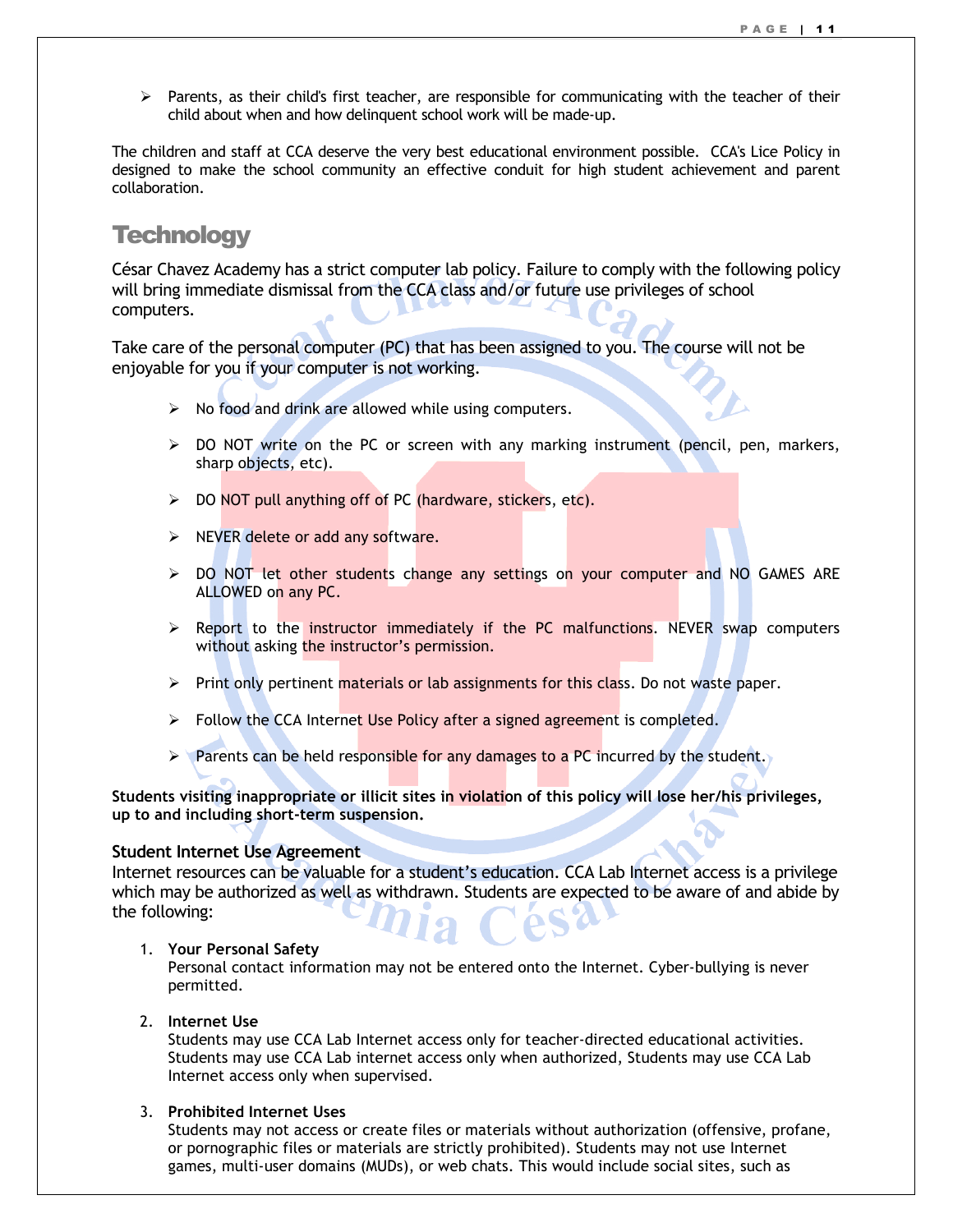- Parents, as their child's first teacher, are responsible for communicating with the teacher of their child about when and how delinquent school work will be made-up.

The children and staff at CCA deserve the very best educational environment possible. CCA's Lice Policy in designed to make the school community an effective conduit for high student achievement and parent collaboration.

## Technology

César Chavez Academy has a strict computer lab policy. Failure to comply with the following policy will bring immediate dismissal from the CCA class and/or future use privileges of school computers.

Take care of the personal computer (PC) that has been assigned to you. The course will not be enjoyable for you if your computer is not working.

- No food and drink are allowed while using computers.
- DO NOT write on the PC or screen with any marking instrument (pencil, pen, markers, sharp objects, etc).
- DO NOT pull anything off of PC (hardware, stickers, etc).
- NEVER delete or add any software.
- DO NOT let other students change any settings on your computer and NO GAMES ARE ALLOWED on any PC.
- Report to the instructor immediately if the PC malfunctions. NEVER swap computers without asking the instructor's permission.
- Print only pertinent materials or lab assignments for this class. Do not waste paper.
- Follow the CCA Internet Use Policy after a signed agreement is completed.
- Parents can be held responsible for any damages to a PC incurred by the student.

**Students visiting inappropriate or illicit sites in violation of this policy will lose her/his privileges, up to and including short-term suspension.**

### Student Internet Use Agreement

Internet resources can be valuable for a student's education. CCA Lab Internet access is a privilege which may be authorized as well as withdrawn. Students are expected to be aware of and abide by the following:

1. **Your Personal Safety**
   Personal contact information may not be entered onto the Internet. Cyber-bullying is never permitted.

2. **Internet Use**
   Students may use CCA Lab Internet access only for teacher-directed educational activities. Students may use CCA Lab internet access only when authorized, Students may use CCA Lab Internet access only when supervised.

3. **Prohibited Internet Uses**
   Students may not access or create files or materials without authorization (offensive, profane, or pornographic files or materials are strictly prohibited). Students may not use Internet games, multi-user domains (MUDs), or web chats. This would include social sites, such as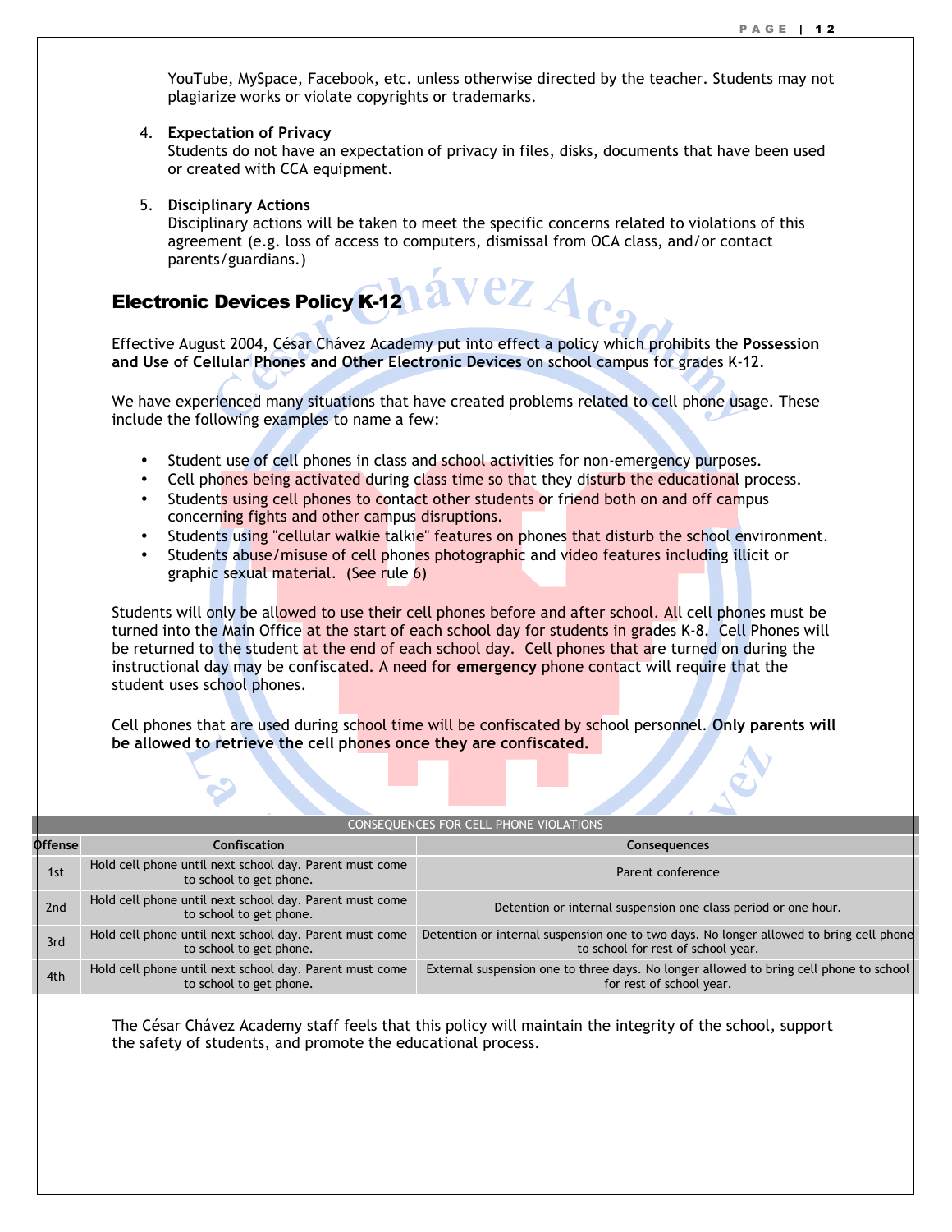YouTube, MySpace, Facebook, etc. unless otherwise directed by the teacher. Students may not plagiarize works or violate copyrights or trademarks.

4. **Expectation of Privacy**
   Students do not have an expectation of privacy in files, disks, documents that have been used or created with CCA equipment.

5. **Disciplinary Actions**
   Disciplinary actions will be taken to meet the specific concerns related to violations of this agreement (e.g. loss of access to computers, dismissal from OCA class, and/or contact parents/guardians.)

## Electronic Devices Policy K-12

Effective August 2004, César Chávez Academy put into effect a policy which prohibits the **Possession and Use of Cellular Phones and Other Electronic Devices** on school campus for grades K-12.

We have experienced many situations that have created problems related to cell phone usage. These include the following examples to name a few:

- Student use of cell phones in class and school activities for non-emergency purposes.
- Cell phones being activated during class time so that they disturb the educational process.
- Students using cell phones to contact other students or friend both on and off campus concerning fights and other campus disruptions.
- Students using "cellular walkie talkie" features on phones that disturb the school environment.
- Students abuse/misuse of cell phones photographic and video features including illicit or graphic sexual material. (See rule 6)

Students will only be allowed to use their cell phones before and after school. All cell phones must be turned into the Main Office at the start of each school day for students in grades K-8. Cell Phones will be returned to the student at the end of each school day. Cell phones that are turned on during the instructional day may be confiscated. A need for **emergency** phone contact will require that the student uses school phones.

Cell phones that are used during school time will be confiscated by school personnel. **Only parents will be allowed to retrieve the cell phones once they are confiscated.**

| CONSEQUENCES FOR CELL PHONE VIOLATIONS | | |
|---|---|---|
| **Offense** | **Confiscation** | **Consequences** |
| 1st | Hold cell phone until next school day. Parent must come to school to get phone. | Parent conference |
| 2nd | Hold cell phone until next school day. Parent must come to school to get phone. | Detention or internal suspension one class period or one hour. |
| 3rd | Hold cell phone until next school day. Parent must come to school to get phone. | Detention or internal suspension one to two days. No longer allowed to bring cell phone to school for rest of school year. |
| 4th | Hold cell phone until next school day. Parent must come to school to get phone. | External suspension one to three days. No longer allowed to bring cell phone to school for rest of school year. |

The César Chávez Academy staff feels that this policy will maintain the integrity of the school, support the safety of students, and promote the educational process.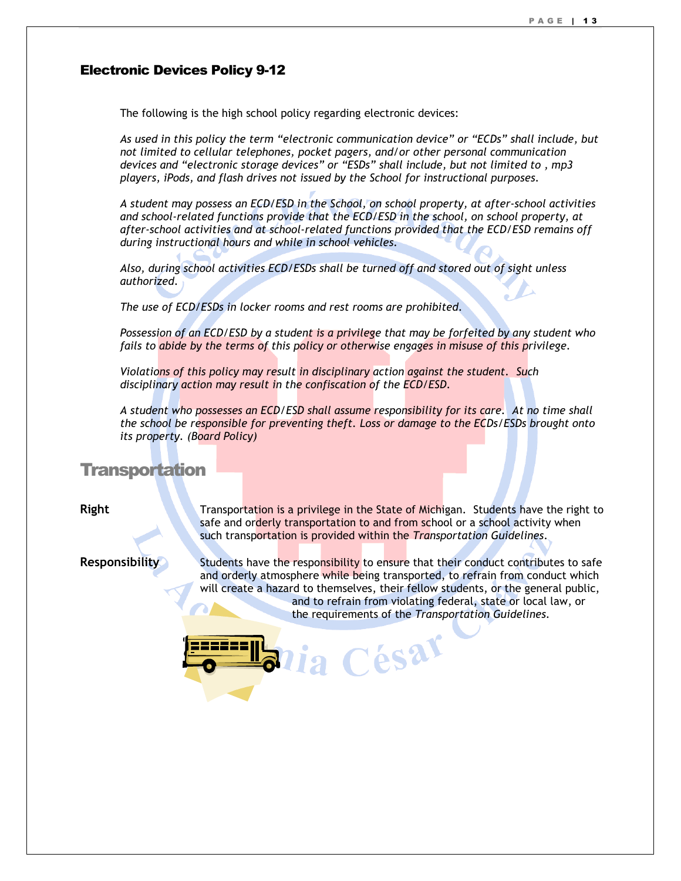## Electronic Devices Policy 9-12

The following is the high school policy regarding electronic devices:

*As used in this policy the term "electronic communication device" or "ECDs" shall include, but not limited to cellular telephones, pocket pagers, and/or other personal communication devices and "electronic storage devices" or "ESDs" shall include, but not limited to , mp3 players, iPods, and flash drives not issued by the School for instructional purposes.*

*A student may possess an ECD/ESD in the School, on school property, at after-school activities and school-related functions provide that the ECD/ESD in the school, on school property, at after-school activities and at school-related functions provided that the ECD/ESD remains off during instructional hours and while in school vehicles.*

*Also, during school activities ECD/ESDs shall be turned off and stored out of sight unless authorized.*

*The use of ECD/ESDs in locker rooms and rest rooms are prohibited.*

*Possession of an ECD/ESD by a student is a privilege that may be forfeited by any student who fails to abide by the terms of this policy or otherwise engages in misuse of this privilege.*

*Violations of this policy may result in disciplinary action against the student. Such disciplinary action may result in the confiscation of the ECD/ESD.*

*A student who possesses an ECD/ESD shall assume responsibility for its care. At no time shall the school be responsible for preventing theft. Loss or damage to the ECDs/ESDs brought onto its property. (Board Policy)*

## Transportation

**Right**

Transportation is a privilege in the State of Michigan. Students have the right to safe and orderly transportation to and from school or a school activity when such transportation is provided within the *Transportation Guidelines*.

**Responsibility**

Students have the responsibility to ensure that their conduct contributes to safe and orderly atmosphere while being transported, to refrain from conduct which will create a hazard to themselves, their fellow students, or the general public, and to refrain from violating federal, state or local law, or the requirements of the *Transportation Guidelines*.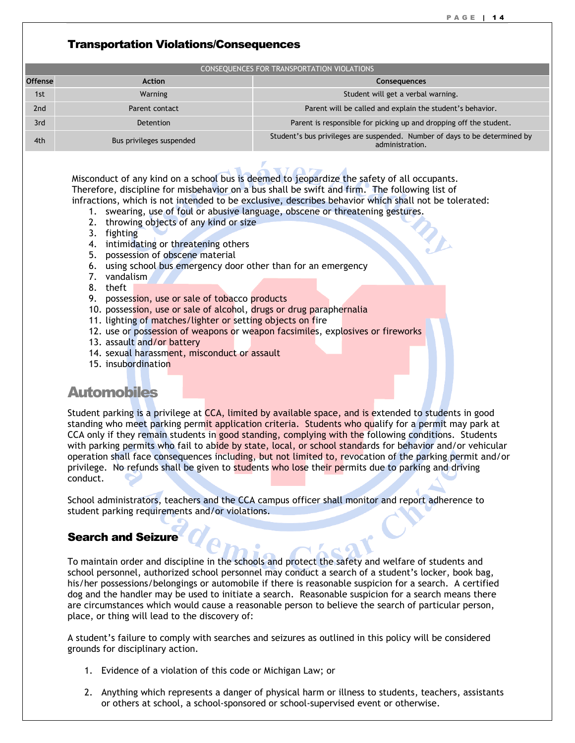## Transportation Violations/Consequences

| CONSEQUENCES FOR TRANSPORTATION VIOLATIONS | | |
|---|---|---|
| **Offense** | **Action** | **Consequences** |
| 1st | Warning | Student will get a verbal warning. |
| 2nd | Parent contact | Parent will be called and explain the student's behavior. |
| 3rd | Detention | Parent is responsible for picking up and dropping off the student. |
| 4th | Bus privileges suspended | Student's bus privileges are suspended. Number of days to be determined by administration. |

Misconduct of any kind on a school bus is deemed to jeopardize the safety of all occupants. Therefore, discipline for misbehavior on a bus shall be swift and firm. The following list of infractions, which is not intended to be exclusive, describes behavior which shall not be tolerated:

1. swearing, use of foul or abusive language, obscene or threatening gestures.
2. throwing objects of any kind or size
3. fighting
4. intimidating or threatening others
5. possession of obscene material
6. using school bus emergency door other than for an emergency
7. vandalism
8. theft
9. possession, use or sale of tobacco products
10. possession, use or sale of alcohol, drugs or drug paraphernalia
11. lighting of matches/lighter or setting objects on fire
12. use or possession of weapons or weapon facsimiles, explosives or fireworks
13. assault and/or battery
14. sexual harassment, misconduct or assault
15. insubordination

## Automobiles

Student parking is a privilege at CCA, limited by available space, and is extended to students in good standing who meet parking permit application criteria. Students who qualify for a permit may park at CCA only if they remain students in good standing, complying with the following conditions. Students with parking permits who fail to abide by state, local, or school standards for behavior and/or vehicular operation shall face consequences including, but not limited to, revocation of the parking permit and/or privilege. No refunds shall be given to students who lose their permits due to parking and driving conduct.

School administrators, teachers and the CCA campus officer shall monitor and report adherence to student parking requirements and/or violations.

### Search and Seizure

To maintain order and discipline in the schools and protect the safety and welfare of students and school personnel, authorized school personnel may conduct a search of a student's locker, book bag, his/her possessions/belongings or automobile if there is reasonable suspicion for a search. A certified dog and the handler may be used to initiate a search. Reasonable suspicion for a search means there are circumstances which would cause a reasonable person to believe the search of particular person, place, or thing will lead to the discovery of:

A student's failure to comply with searches and seizures as outlined in this policy will be considered grounds for disciplinary action.

1. Evidence of a violation of this code or Michigan Law; or
2. Anything which represents a danger of physical harm or illness to students, teachers, assistants or others at school, a school-sponsored or school-supervised event or otherwise.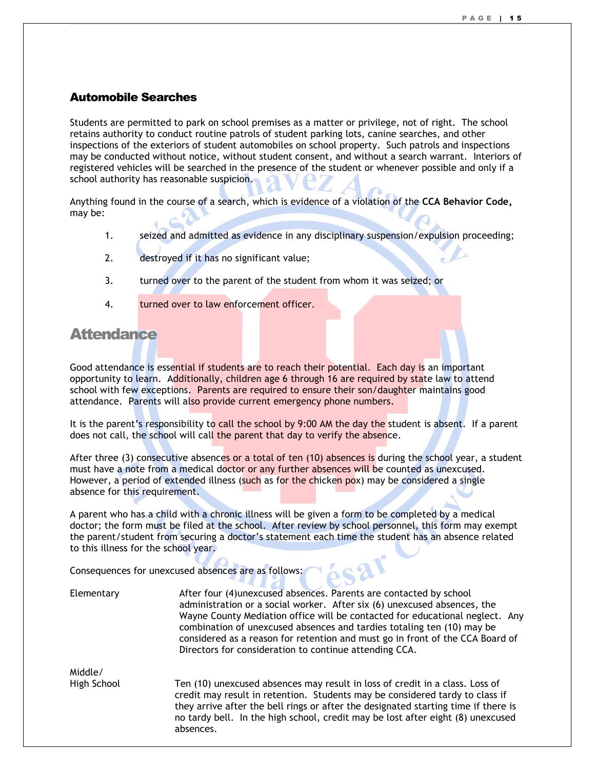## Automobile Searches

Students are permitted to park on school premises as a matter or privilege, not of right. The school retains authority to conduct routine patrols of student parking lots, canine searches, and other inspections of the exteriors of student automobiles on school property. Such patrols and inspections may be conducted without notice, without student consent, and without a search warrant. Interiors of registered vehicles will be searched in the presence of the student or whenever possible and only if a school authority has reasonable suspicion.

Anything found in the course of a search, which is evidence of a violation of the **CCA Behavior Code,** may be:

1. seized and admitted as evidence in any disciplinary suspension/expulsion proceeding;
2. destroyed if it has no significant value;
3. turned over to the parent of the student from whom it was seized; or
4. turned over to law enforcement officer.

# Attendance

Good attendance is essential if students are to reach their potential. Each day is an important opportunity to learn. Additionally, children age 6 through 16 are required by state law to attend school with few exceptions. Parents are required to ensure their son/daughter maintains good attendance. Parents will also provide current emergency phone numbers.

It is the parent's responsibility to call the school by 9:00 AM the day the student is absent. If a parent does not call, the school will call the parent that day to verify the absence.

After three (3) consecutive absences or a total of ten (10) absences is during the school year, a student must have a note from a medical doctor or any further absences will be counted as unexcused. However, a period of extended illness (such as for the chicken pox) may be considered a single absence for this requirement.

A parent who has a child with a chronic illness will be given a form to be completed by a medical doctor; the form must be filed at the school. After review by school personnel, this form may exempt the parent/student from securing a doctor's statement each time the student has an absence related to this illness for the school year.

Consequences for unexcused absences are as follows:

Elementary

After four (4)unexcused absences. Parents are contacted by school administration or a social worker. After six (6) unexcused absences, the Wayne County Mediation office will be contacted for educational neglect. Any combination of unexcused absences and tardies totaling ten (10) may be considered as a reason for retention and must go in front of the CCA Board of Directors for consideration to continue attending CCA.

Middle/
High School

Ten (10) unexcused absences may result in loss of credit in a class. Loss of credit may result in retention. Students may be considered tardy to class if they arrive after the bell rings or after the designated starting time if there is no tardy bell. In the high school, credit may be lost after eight (8) unexcused absences.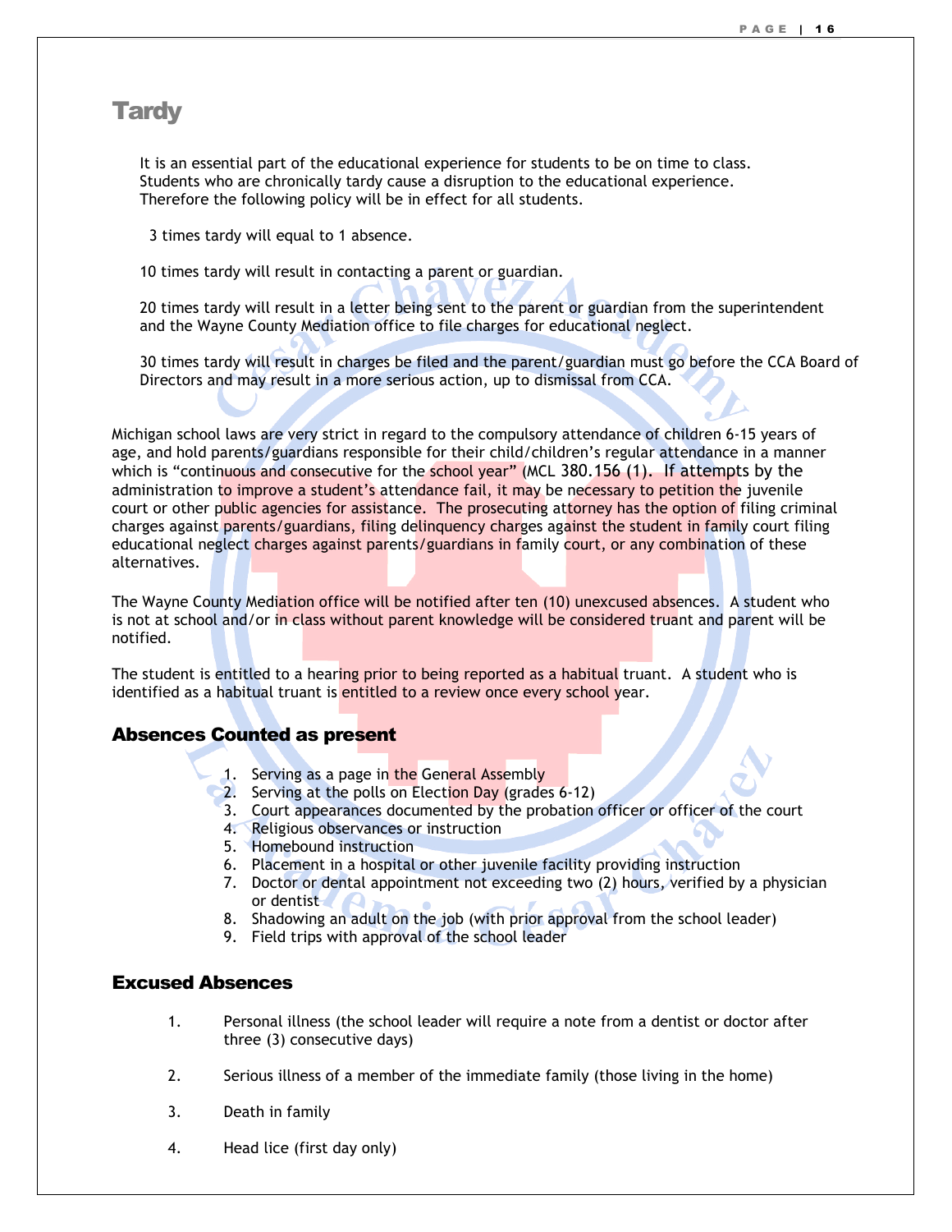## Tardy

It is an essential part of the educational experience for students to be on time to class. Students who are chronically tardy cause a disruption to the educational experience. Therefore the following policy will be in effect for all students.

3 times tardy will equal to 1 absence.

10 times tardy will result in contacting a parent or guardian.

20 times tardy will result in a letter being sent to the parent or guardian from the superintendent and the Wayne County Mediation office to file charges for educational neglect.

30 times tardy will result in charges be filed and the parent/guardian must go before the CCA Board of Directors and may result in a more serious action, up to dismissal from CCA.

Michigan school laws are very strict in regard to the compulsory attendance of children 6-15 years of age, and hold parents/guardians responsible for their child/children's regular attendance in a manner which is "continuous and consecutive for the school year" (MCL 380.156 (1). If attempts by the administration to improve a student's attendance fail, it may be necessary to petition the juvenile court or other public agencies for assistance. The prosecuting attorney has the option of filing criminal charges against parents/guardians, filing delinquency charges against the student in family court filing educational neglect charges against parents/guardians in family court, or any combination of these alternatives.

The Wayne County Mediation office will be notified after ten (10) unexcused absences. A student who is not at school and/or in class without parent knowledge will be considered truant and parent will be notified.

The student is entitled to a hearing prior to being reported as a habitual truant. A student who is identified as a habitual truant is entitled to a review once every school year.

### Absences Counted as present

1. Serving as a page in the General Assembly
2. Serving at the polls on Election Day (grades 6-12)
3. Court appearances documented by the probation officer or officer of the court
4. Religious observances or instruction
5. Homebound instruction
6. Placement in a hospital or other juvenile facility providing instruction
7. Doctor or dental appointment not exceeding two (2) hours, verified by a physician or dentist
8. Shadowing an adult on the job (with prior approval from the school leader)
9. Field trips with approval of the school leader

### Excused Absences

1. Personal illness (the school leader will require a note from a dentist or doctor after three (3) consecutive days)
2. Serious illness of a member of the immediate family (those living in the home)
3. Death in family
4. Head lice (first day only)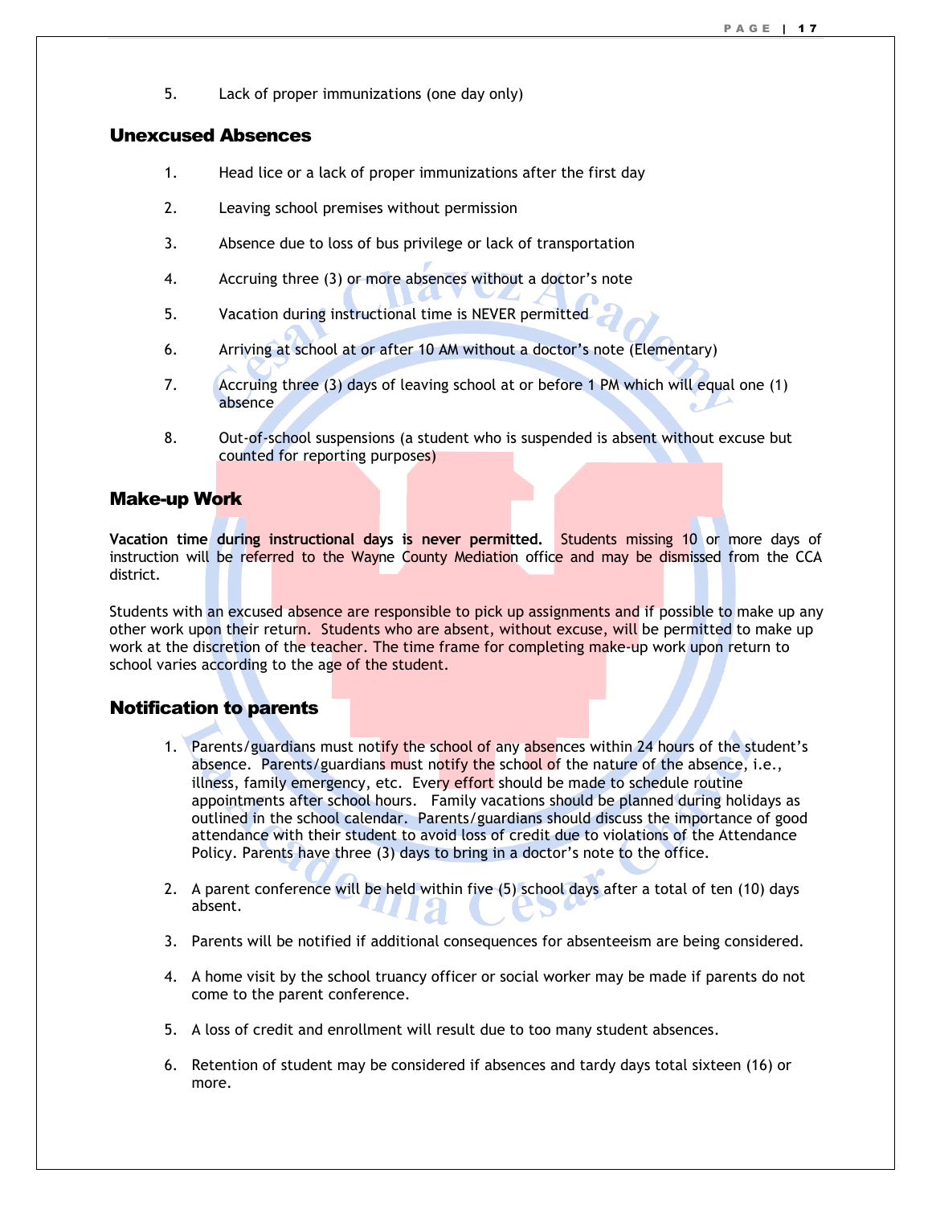5. Lack of proper immunizations (one day only)

## Unexcused Absences

1. Head lice or a lack of proper immunizations after the first day
2. Leaving school premises without permission
3. Absence due to loss of bus privilege or lack of transportation
4. Accruing three (3) or more absences without a doctor's note
5. Vacation during instructional time is NEVER permitted
6. Arriving at school at or after 10 AM without a doctor's note (Elementary)
7. Accruing three (3) days of leaving school at or before 1 PM which will equal one (1) absence
8. Out-of-school suspensions (a student who is suspended is absent without excuse but counted for reporting purposes)

## Make-up Work

**Vacation time during instructional days is never permitted.** Students missing 10 or more days of instruction will be referred to the Wayne County Mediation office and may be dismissed from the CCA district.

Students with an excused absence are responsible to pick up assignments and if possible to make up any other work upon their return. Students who are absent, without excuse, will be permitted to make up work at the discretion of the teacher. The time frame for completing make-up work upon return to school varies according to the age of the student.

## Notification to parents

1. Parents/guardians must notify the school of any absences within 24 hours of the student's absence. Parents/guardians must notify the school of the nature of the absence, i.e., illness, family emergency, etc. Every effort should be made to schedule routine appointments after school hours. Family vacations should be planned during holidays as outlined in the school calendar. Parents/guardians should discuss the importance of good attendance with their student to avoid loss of credit due to violations of the Attendance Policy. Parents have three (3) days to bring in a doctor's note to the office.
2. A parent conference will be held within five (5) school days after a total of ten (10) days absent.
3. Parents will be notified if additional consequences for absenteeism are being considered.
4. A home visit by the school truancy officer or social worker may be made if parents do not come to the parent conference.
5. A loss of credit and enrollment will result due to too many student absences.
6. Retention of student may be considered if absences and tardy days total sixteen (16) or more.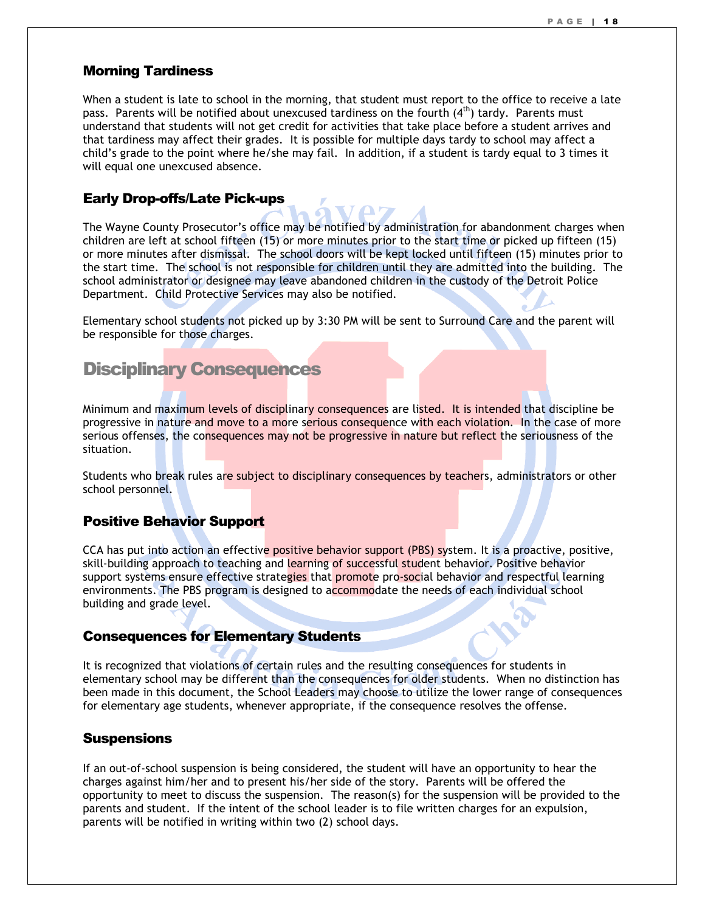### Morning Tardiness

When a student is late to school in the morning, that student must report to the office to receive a late pass. Parents will be notified about unexcused tardiness on the fourth (4th) tardy. Parents must understand that students will not get credit for activities that take place before a student arrives and that tardiness may affect their grades. It is possible for multiple days tardy to school may affect a child's grade to the point where he/she may fail. In addition, if a student is tardy equal to 3 times it will equal one unexcused absence.

### Early Drop-offs/Late Pick-ups

The Wayne County Prosecutor's office may be notified by administration for abandonment charges when children are left at school fifteen (15) or more minutes prior to the start time or picked up fifteen (15) or more minutes after dismissal. The school doors will be kept locked until fifteen (15) minutes prior to the start time. The school is not responsible for children until they are admitted into the building. The school administrator or designee may leave abandoned children in the custody of the Detroit Police Department. Child Protective Services may also be notified.

Elementary school students not picked up by 3:30 PM will be sent to Surround Care and the parent will be responsible for those charges.

## Disciplinary Consequences

Minimum and maximum levels of disciplinary consequences are listed. It is intended that discipline be progressive in nature and move to a more serious consequence with each violation. In the case of more serious offenses, the consequences may not be progressive in nature but reflect the seriousness of the situation.

Students who break rules are subject to disciplinary consequences by teachers, administrators or other school personnel.

### Positive Behavior Support

CCA has put into action an effective positive behavior support (PBS) system. It is a proactive, positive, skill-building approach to teaching and learning of successful student behavior. Positive behavior support systems ensure effective strategies that promote pro-social behavior and respectful learning environments. The PBS program is designed to accommodate the needs of each individual school building and grade level.

### Consequences for Elementary Students

It is recognized that violations of certain rules and the resulting consequences for students in elementary school may be different than the consequences for older students. When no distinction has been made in this document, the School Leaders may choose to utilize the lower range of consequences for elementary age students, whenever appropriate, if the consequence resolves the offense.

### Suspensions

If an out-of-school suspension is being considered, the student will have an opportunity to hear the charges against him/her and to present his/her side of the story. Parents will be offered the opportunity to meet to discuss the suspension. The reason(s) for the suspension will be provided to the parents and student. If the intent of the school leader is to file written charges for an expulsion, parents will be notified in writing within two (2) school days.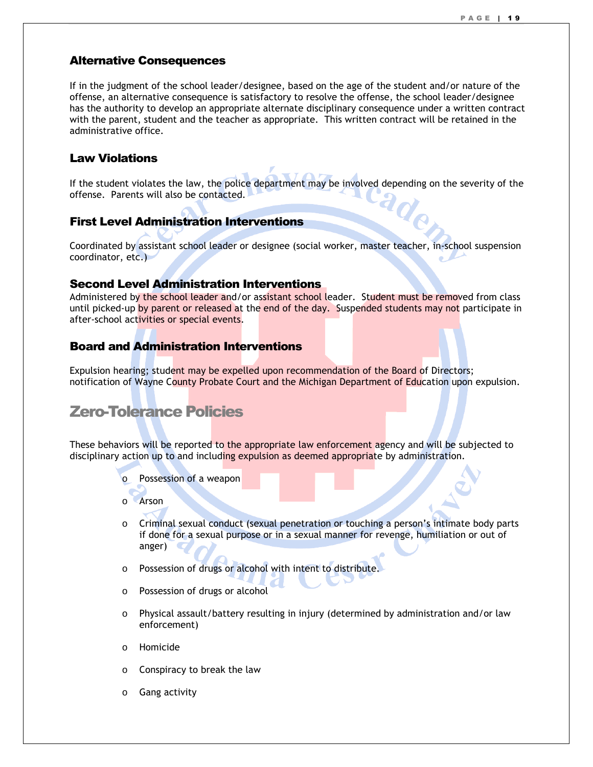### Alternative Consequences

If in the judgment of the school leader/designee, based on the age of the student and/or nature of the offense, an alternative consequence is satisfactory to resolve the offense, the school leader/designee has the authority to develop an appropriate alternate disciplinary consequence under a written contract with the parent, student and the teacher as appropriate. This written contract will be retained in the administrative office.

### Law Violations

If the student violates the law, the police department may be involved depending on the severity of the offense. Parents will also be contacted.

### First Level Administration Interventions

Coordinated by assistant school leader or designee (social worker, master teacher, in-school suspension coordinator, etc.)

### Second Level Administration Interventions

Administered by the school leader and/or assistant school leader. Student must be removed from class until picked-up by parent or released at the end of the day. Suspended students may not participate in after-school activities or special events.

### Board and Administration Interventions

Expulsion hearing; student may be expelled upon recommendation of the Board of Directors; notification of Wayne County Probate Court and the Michigan Department of Education upon expulsion.

## Zero-Tolerance Policies

These behaviors will be reported to the appropriate law enforcement agency and will be subjected to disciplinary action up to and including expulsion as deemed appropriate by administration.

- Possession of a weapon
- Arson
- Criminal sexual conduct (sexual penetration or touching a person's intimate body parts if done for a sexual purpose or in a sexual manner for revenge, humiliation or out of anger)
- Possession of drugs or alcohol with intent to distribute.
- Possession of drugs or alcohol
- Physical assault/battery resulting in injury (determined by administration and/or law enforcement)
- Homicide
- Conspiracy to break the law
- Gang activity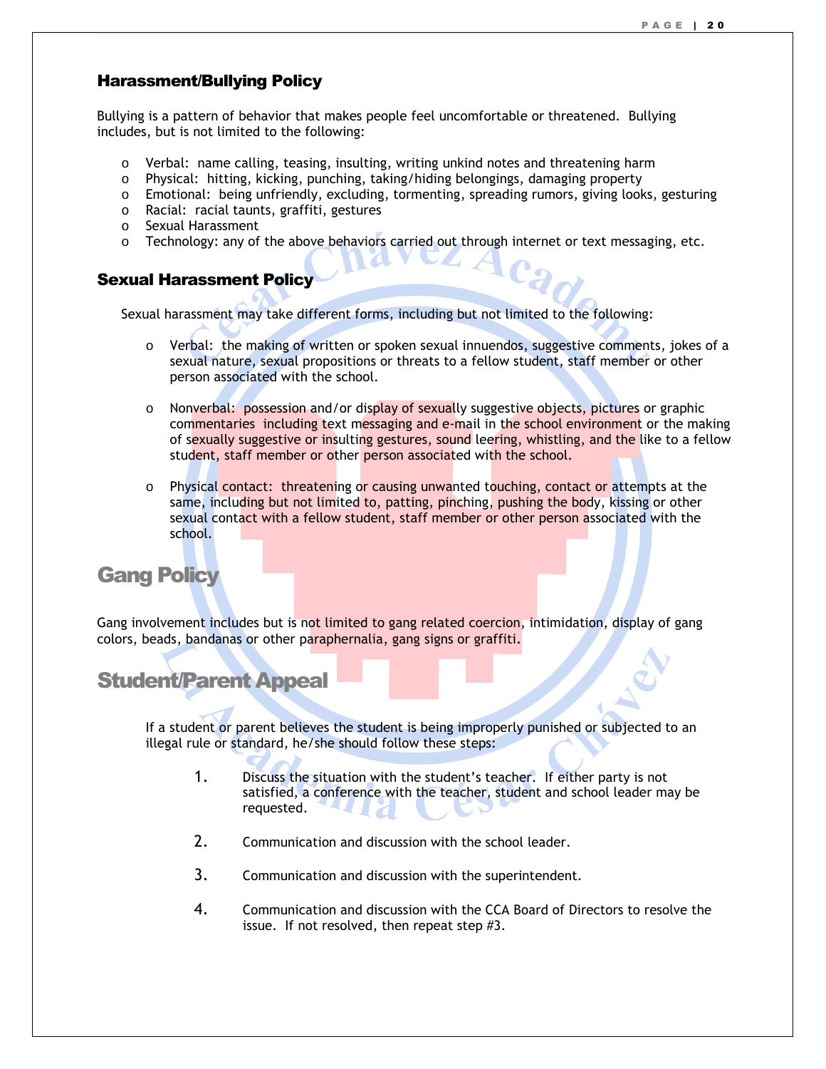## Harassment/Bullying Policy

Bullying is a pattern of behavior that makes people feel uncomfortable or threatened. Bullying includes, but is not limited to the following:

- Verbal: name calling, teasing, insulting, writing unkind notes and threatening harm
- Physical: hitting, kicking, punching, taking/hiding belongings, damaging property
- Emotional: being unfriendly, excluding, tormenting, spreading rumors, giving looks, gesturing
- Racial: racial taunts, graffiti, gestures
- Sexual Harassment
- Technology: any of the above behaviors carried out through internet or text messaging, etc.

## Sexual Harassment Policy

Sexual harassment may take different forms, including but not limited to the following:

- Verbal: the making of written or spoken sexual innuendos, suggestive comments, jokes of a sexual nature, sexual propositions or threats to a fellow student, staff member or other person associated with the school.

- Nonverbal: possession and/or display of sexually suggestive objects, pictures or graphic commentaries including text messaging and e-mail in the school environment or the making of sexually suggestive or insulting gestures, sound leering, whistling, and the like to a fellow student, staff member or other person associated with the school.

- Physical contact: threatening or causing unwanted touching, contact or attempts at the same, including but not limited to, patting, pinching, pushing the body, kissing or other sexual contact with a fellow student, staff member or other person associated with the school.

## Gang Policy

Gang involvement includes but is not limited to gang related coercion, intimidation, display of gang colors, beads, bandanas or other paraphernalia, gang signs or graffiti.

## Student/Parent Appeal

If a student or parent believes the student is being improperly punished or subjected to an illegal rule or standard, he/she should follow these steps:

1. Discuss the situation with the student's teacher. If either party is not satisfied, a conference with the teacher, student and school leader may be requested.

2. Communication and discussion with the school leader.

3. Communication and discussion with the superintendent.

4. Communication and discussion with the CCA Board of Directors to resolve the issue. If not resolved, then repeat step #3.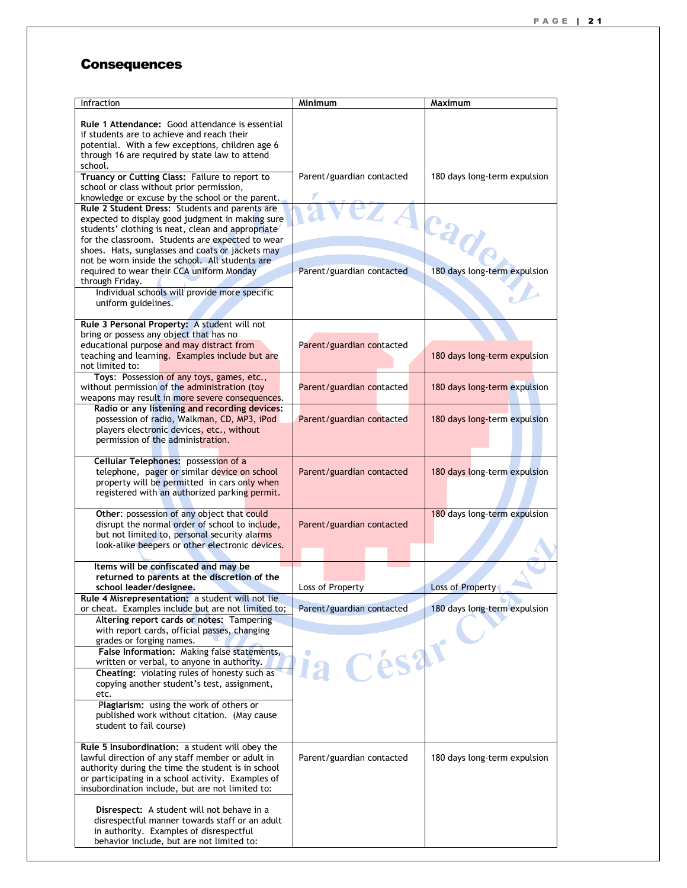## Consequences

| Infraction | Minimum | Maximum |
|---|---|---|
| **Rule 1 Attendance:** Good attendance is essential if students are to achieve and reach their potential. With a few exceptions, children age 6 through 16 are required by state law to attend school. **Truancy or Cutting Class:** Failure to report to school or class without prior permission, knowledge or excuse by the school or the parent. | Parent/guardian contacted | 180 days long-term expulsion |
| **Rule 2 Student Dress:** Students and parents are expected to display good judgment in making sure students' clothing is neat, clean and appropriate for the classroom. Students are expected to wear shoes. Hats, sunglasses and coats or jackets may not be worn inside the school. All students are required to wear their CCA uniform Monday through Friday. Individual schools will provide more specific uniform guidelines. | Parent/guardian contacted | 180 days long-term expulsion |
| **Rule 3 Personal Property:** A student will not bring or possess any object that has no educational purpose and may distract from teaching and learning. Examples include but are not limited to: | Parent/guardian contacted | 180 days long-term expulsion |
| **Toys:** Possession of any toys, games, etc., without permission of the administration (toy weapons may result in more severe consequences. | Parent/guardian contacted | 180 days long-term expulsion |
| **Radio or any listening and recording devices:** possession of radio, Walkman, CD, MP3, iPod players electronic devices, etc., without permission of the administration. | Parent/guardian contacted | 180 days long-term expulsion |
| **Cellular Telephones:** possession of a telephone, pager or similar device on school property will be permitted in cars only when registered with an authorized parking permit. | Parent/guardian contacted | 180 days long-term expulsion |
| **Other**: possession of any object that could disrupt the normal order of school to include, but not limited to, personal security alarms look-alike beepers or other electronic devices. | Parent/guardian contacted | 180 days long-term expulsion |
| **Items will be confiscated and may be returned to parents at the discretion of the school leader/designee.** | Loss of Property | Loss of Property |
| **Rule 4 Misrepresentation:** a student will not lie or cheat. Examples include but are not limited to; **Altering report cards or notes:** Tampering with report cards, official passes, changing grades or forging names. **False Information:** Making false statements, written or verbal, to anyone in authority. **Cheating:** violating rules of honesty such as copying another student's test, assignment, etc. **Plagiarism:** using the work of others or published work without citation. (May cause student to fail course) | Parent/guardian contacted | 180 days long-term expulsion |
| **Rule 5 Insubordination:** a student will obey the lawful direction of any staff member or adult in authority during the time the student is in school or participating in a school activity. Examples of insubordination include, but are not limited to: **Disrespect:** A student will not behave in a disrespectful manner towards staff or an adult in authority. Examples of disrespectful behavior include, but are not limited to: | Parent/guardian contacted | 180 days long-term expulsion |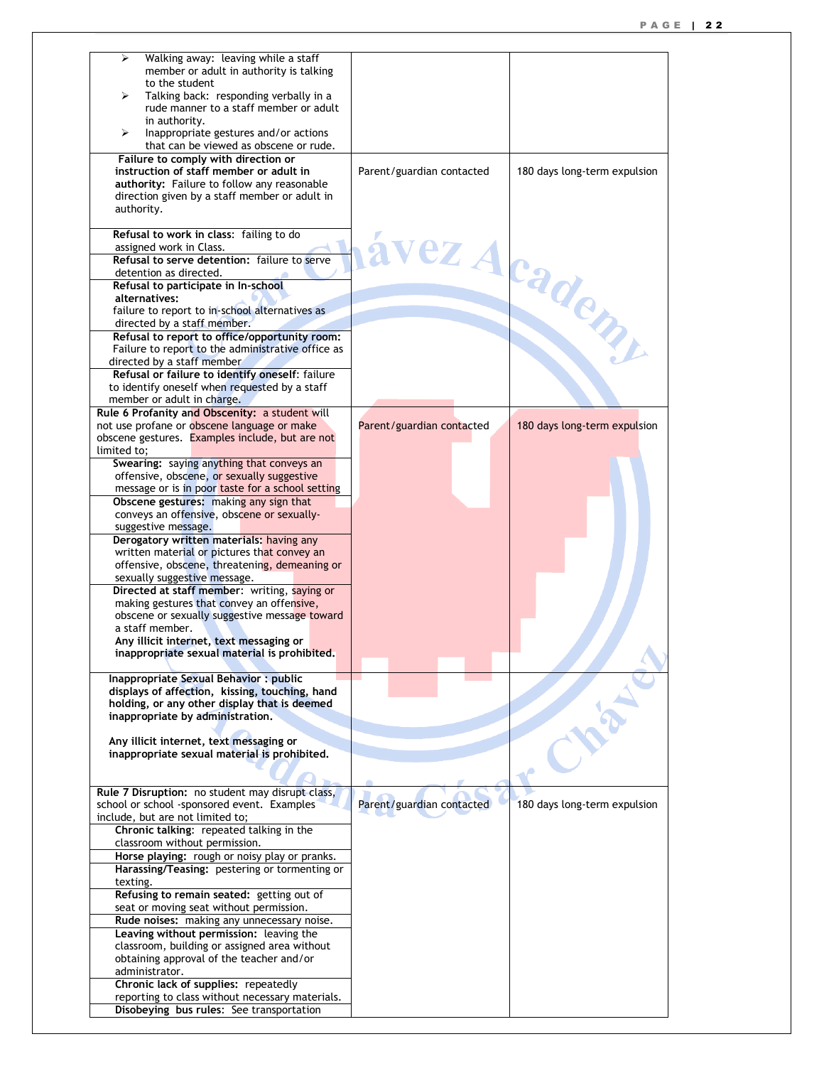| | | |
|---|---|---|
| ➢ Walking away: leaving while a staff member or adult in authority is talking to the student<br>➢ Talking back: responding verbally in a rude manner to a staff member or adult in authority.<br>➢ Inappropriate gestures and/or actions that can be viewed as obscene or rude. | | |
| **Failure to comply with direction or instruction of staff member or adult in authority:** Failure to follow any reasonable direction given by a staff member or adult in authority. | Parent/guardian contacted | 180 days long-term expulsion |
| **Refusal to work in class:** failing to do assigned work in Class. | | |
| **Refusal to serve detention:** failure to serve detention as directed. | | |
| **Refusal to participate in In-school alternatives:** failure to report to in-school alternatives as directed by a staff member. | | |
| **Refusal to report to office/opportunity room:** Failure to report to the administrative office as directed by a staff member | | |
| **Refusal or failure to identify oneself:** failure to identify oneself when requested by a staff member or adult in charge. | | |
| **Rule 6 Profanity and Obscenity:** a student will not use profane or obscene language or make obscene gestures. Examples include, but are not limited to; | Parent/guardian contacted | 180 days long-term expulsion |
| **Swearing:** saying anything that conveys an offensive, obscene, or sexually suggestive message or is in poor taste for a school setting | | |
| **Obscene gestures:** making any sign that conveys an offensive, obscene or sexually-suggestive message. | | |
| **Derogatory written materials:** having any written material or pictures that convey an offensive, obscene, threatening, demeaning or sexually suggestive message. | | |
| **Directed at staff member:** writing, saying or making gestures that convey an offensive, obscene or sexually suggestive message toward a staff member.<br>**Any illicit internet, text messaging or inappropriate sexual material is prohibited.** | | |
| **Inappropriate Sexual Behavior : public displays of affection, kissing, touching, hand holding, or any other display that is deemed inappropriate by administration.**<br><br>**Any illicit internet, text messaging or inappropriate sexual material is prohibited.** | | |
| **Rule 7 Disruption:** no student may disrupt class, school or school -sponsored event. Examples include, but are not limited to; | Parent/guardian contacted | 180 days long-term expulsion |
| **Chronic talking:** repeated talking in the classroom without permission. | | |
| **Horse playing:** rough or noisy play or pranks. | | |
| **Harassing/Teasing:** pestering or tormenting or texting. | | |
| **Refusing to remain seated:** getting out of seat or moving seat without permission. | | |
| **Rude noises:** making any unnecessary noise. | | |
| **Leaving without permission:** leaving the classroom, building or assigned area without obtaining approval of the teacher and/or administrator. | | |
| **Chronic lack of supplies:** repeatedly reporting to class without necessary materials. | | |
| **Disobeying bus rules:** See transportation | | |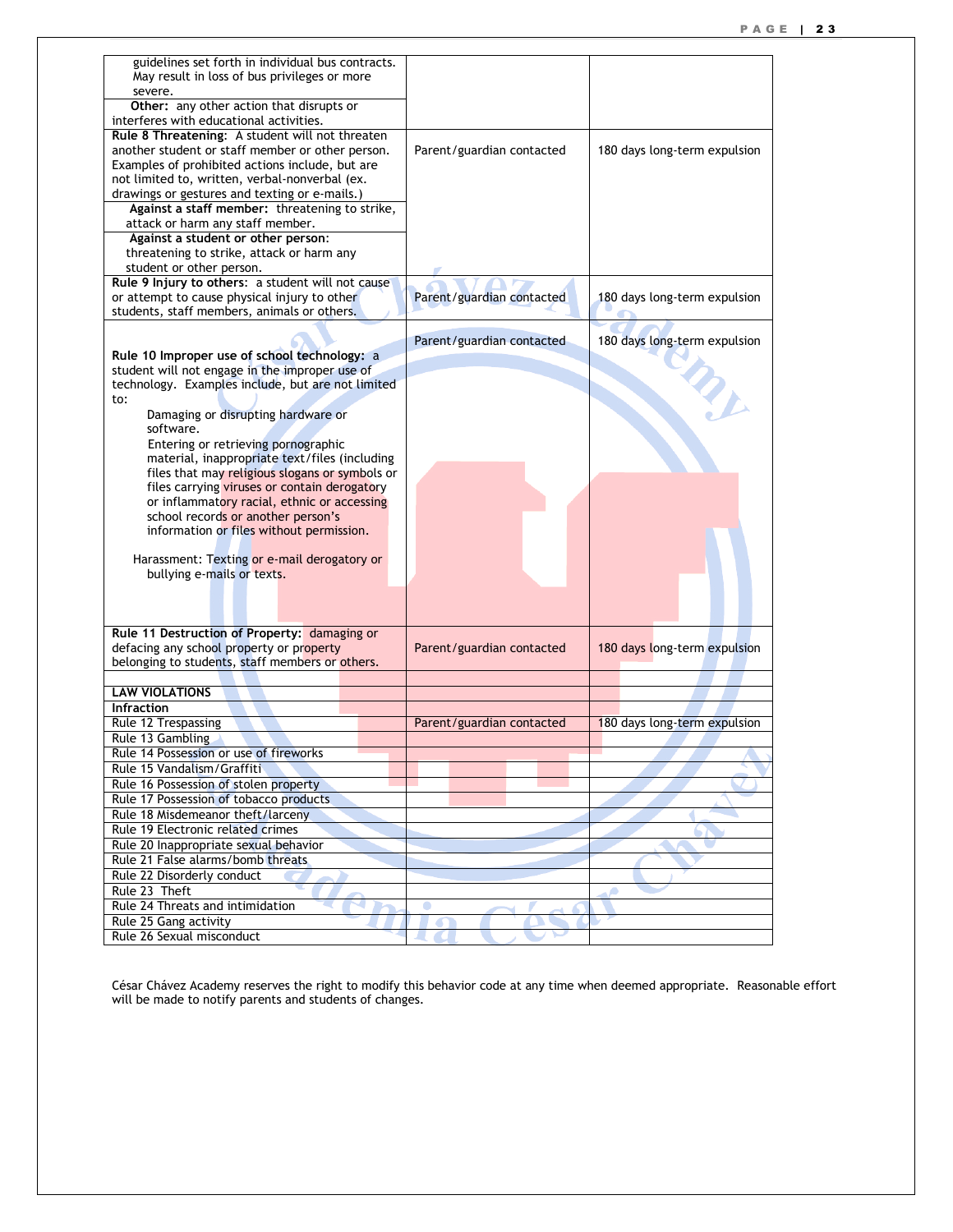| | | |
|---|---|---|
| guidelines set forth in individual bus contracts. May result in loss of bus privileges or more severe. | | |
| **Other:** any other action that disrupts or interferes with educational activities. | | |
| **Rule 8 Threatening**: A student will not threaten another student or staff member or other person. Examples of prohibited actions include, but are not limited to, written, verbal-nonverbal (ex. drawings or gestures and texting or e-mails.) | Parent/guardian contacted | 180 days long-term expulsion |
| **Against a staff member:** threatening to strike, attack or harm any staff member. | | |
| **Against a student or other person**: threatening to strike, attack or harm any student or other person. | | |
| **Rule 9 Injury to others**: a student will not cause or attempt to cause physical injury to other students, staff members, animals or others. | Parent/guardian contacted | 180 days long-term expulsion |
| **Rule 10 Improper use of school technology:** a student will not engage in the improper use of technology. Examples include, but are not limited to: Damaging or disrupting hardware or software. Entering or retrieving pornographic material, inappropriate text/files (including files that may religious slogans or symbols or files carrying viruses or contain derogatory or inflammatory racial, ethnic or accessing school records or another person's information or files without permission. Harassment: Texting or e-mail derogatory or bullying e-mails or texts. | Parent/guardian contacted | 180 days long-term expulsion |
| **Rule 11 Destruction of Property:** damaging or defacing any school property or property belonging to students, staff members or others. | Parent/guardian contacted | 180 days long-term expulsion |
| | | |
| **LAW VIOLATIONS** | | |
| **Infraction** | | |
| Rule 12 Trespassing | Parent/guardian contacted | 180 days long-term expulsion |
| Rule 13 Gambling | | |
| Rule 14 Possession or use of fireworks | | |
| Rule 15 Vandalism/Graffiti | | |
| Rule 16 Possession of stolen property | | |
| Rule 17 Possession of tobacco products | | |
| Rule 18 Misdemeanor theft/larceny | | |
| Rule 19 Electronic related crimes | | |
| Rule 20 Inappropriate sexual behavior | | |
| Rule 21 False alarms/bomb threats | | |
| Rule 22 Disorderly conduct | | |
| Rule 23 Theft | | |
| Rule 24 Threats and intimidation | | |
| Rule 25 Gang activity | | |
| Rule 26 Sexual misconduct | | |

César Chávez Academy reserves the right to modify this behavior code at any time when deemed appropriate. Reasonable effort will be made to notify parents and students of changes.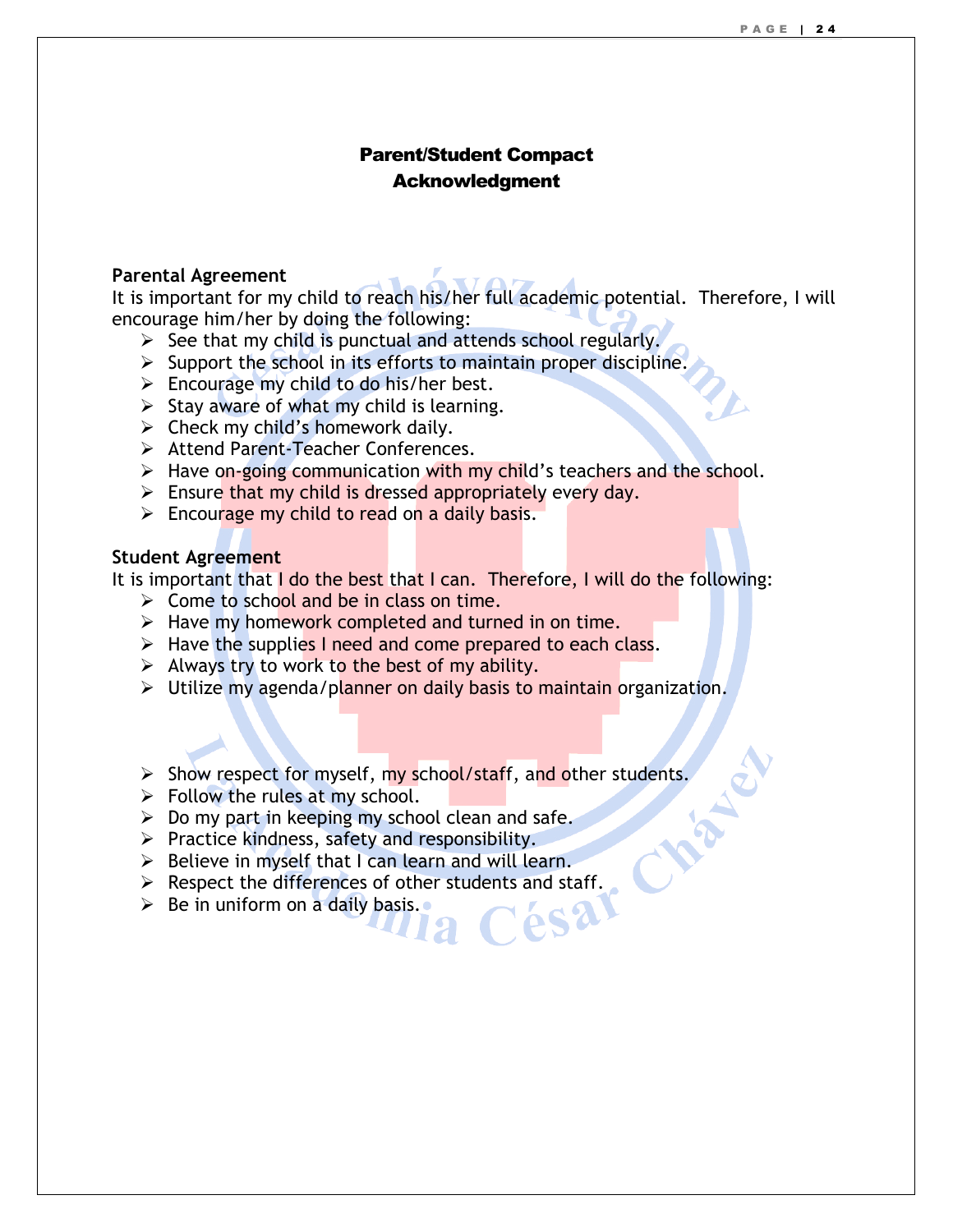## Parent/Student Compact Acknowledgment

**Parental Agreement**

It is important for my child to reach his/her full academic potential. Therefore, I will encourage him/her by doing the following:

- See that my child is punctual and attends school regularly.
- Support the school in its efforts to maintain proper discipline.
- Encourage my child to do his/her best.
- Stay aware of what my child is learning.
- Check my child's homework daily.
- Attend Parent-Teacher Conferences.
- Have on-going communication with my child's teachers and the school.
- Ensure that my child is dressed appropriately every day.
- Encourage my child to read on a daily basis.

**Student Agreement**

It is important that I do the best that I can. Therefore, I will do the following:

- Come to school and be in class on time.
- Have my homework completed and turned in on time.
- Have the supplies I need and come prepared to each class.
- Always try to work to the best of my ability.
- Utilize my agenda/planner on daily basis to maintain organization.
- Show respect for myself, my school/staff, and other students.
- Follow the rules at my school.
- Do my part in keeping my school clean and safe.
- Practice kindness, safety and responsibility.
- Believe in myself that I can learn and will learn.
- Respect the differences of other students and staff.
- Be in uniform on a daily basis.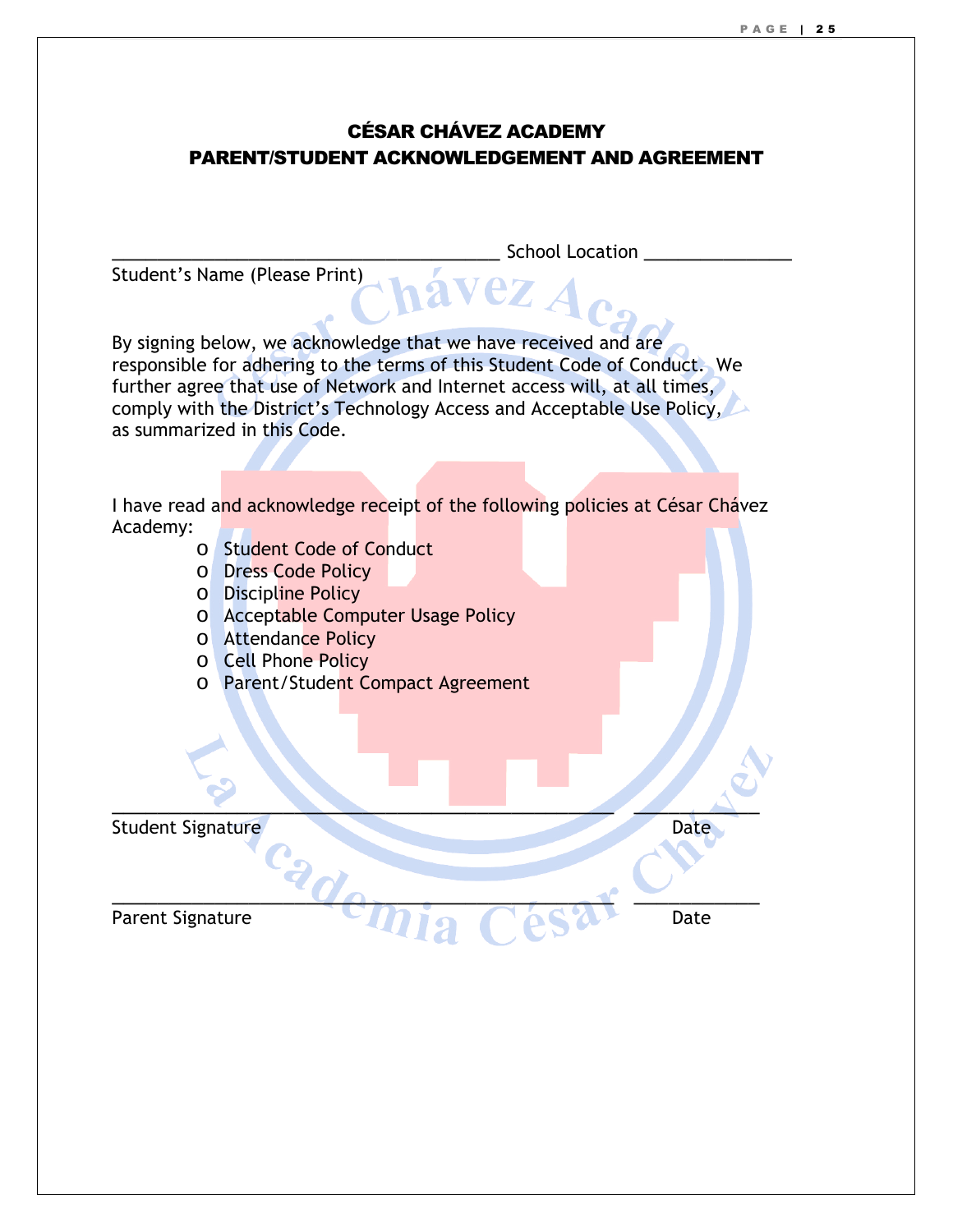# CÉSAR CHÁVEZ ACADEMY
## PARENT/STUDENT ACKNOWLEDGEMENT AND AGREEMENT

_________________________________________ School Location _______________
Student's Name (Please Print)

By signing below, we acknowledge that we have received and are responsible for adhering to the terms of this Student Code of Conduct. We further agree that use of Network and Internet access will, at all times, comply with the District's Technology Access and Acceptable Use Policy, as summarized in this Code.

I have read and acknowledge receipt of the following policies at César Chávez Academy:

- Student Code of Conduct
- Dress Code Policy
- Discipline Policy
- Acceptable Computer Usage Policy
- Attendance Policy
- Cell Phone Policy
- Parent/Student Compact Agreement

_____________________________________________________ _____________
Student Signature Date

_____________________________________________________ _____________
Parent Signature Date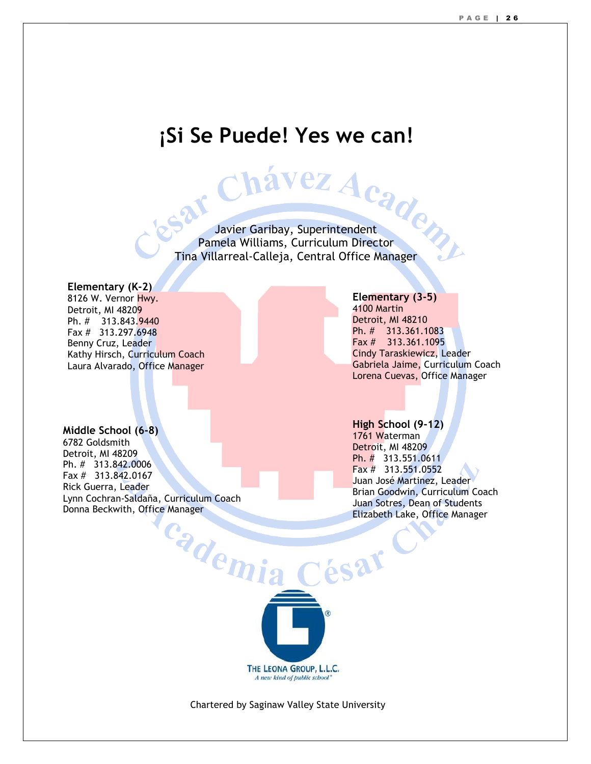# ¡Si Se Puede! Yes we can!

César Chávez Academy

Javier Garibay, Superintendent
Pamela Williams, Curriculum Director
Tina Villarreal-Calleja, Central Office Manager

**Elementary (K-2)**
8126 W. Vernor Hwy.
Detroit, MI 48209
Ph. # 313.843.9440
Fax # 313.297.6948
Benny Cruz, Leader
Kathy Hirsch, Curriculum Coach
Laura Alvarado, Office Manager

**Elementary (3-5)**
4100 Martin
Detroit, MI 48210
Ph. # 313.361.1083
Fax # 313.361.1095
Cindy Taraskiewicz, Leader
Gabriela Jaime, Curriculum Coach
Lorena Cuevas, Office Manager

**Middle School (6-8)**
6782 Goldsmith
Detroit, MI 48209
Ph. # 313.842.0006
Fax # 313.842.0167
Rick Guerra, Leader
Lynn Cochran-Saldaña, Curriculum Coach
Donna Beckwith, Office Manager

**High School (9-12)**
1761 Waterman
Detroit, MI 48209
Ph. # 313.551.0611
Fax # 313.551.0552
Juan José Martinez, Leader
Brian Goodwin, Curriculum Coach
Juan Sotres, Dean of Students
Elizabeth Lake, Office Manager

Academia César Chávez

THE LEONA GROUP, L.L.C.
*A new kind of public school*

Chartered by Saginaw Valley State University